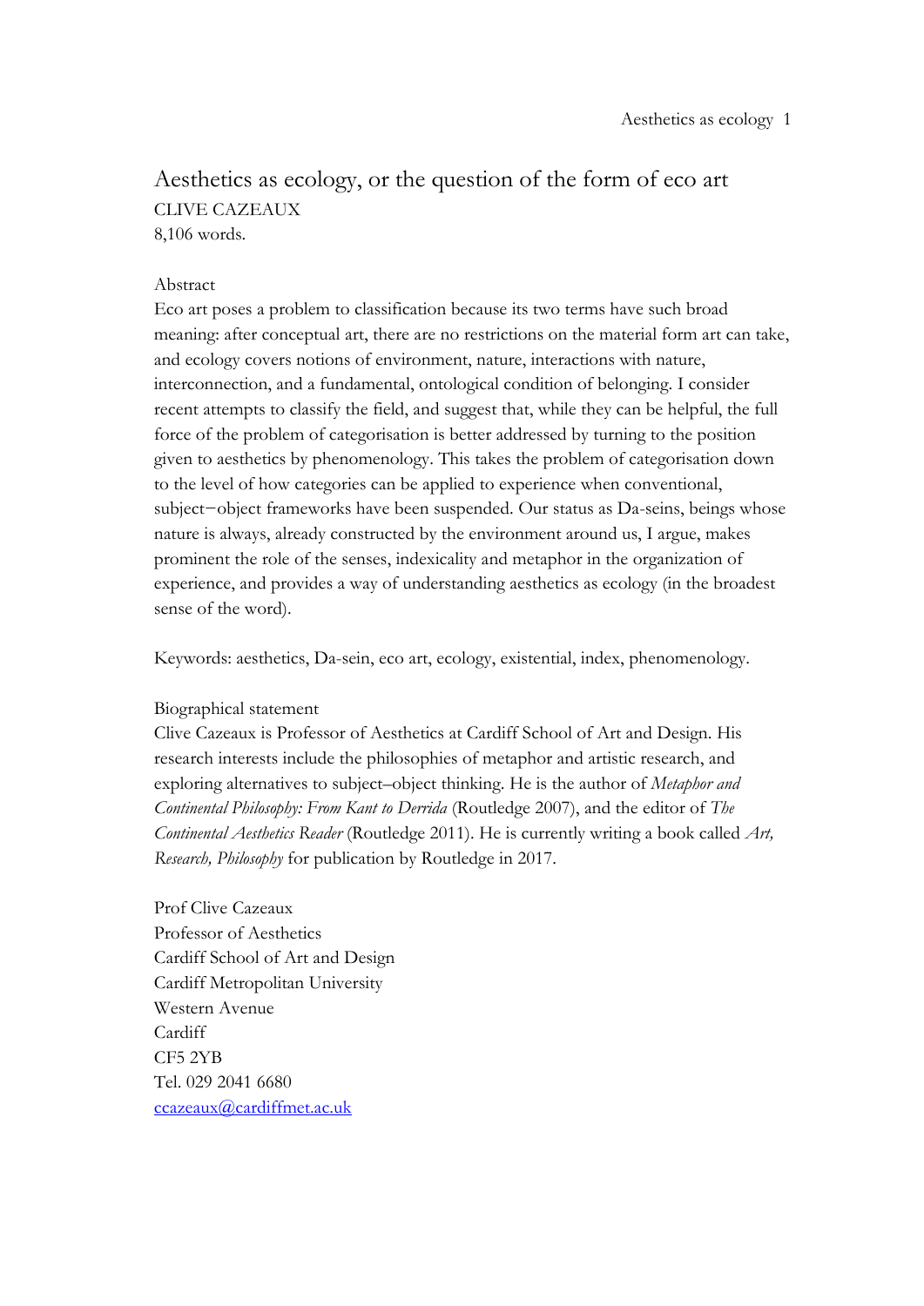# Aesthetics as ecology, or the question of the form of eco art

CLIVE CAZEAUX

8,106 words.

Abstract

Eco art poses a problem to classification because its two terms have such broad meaning: after conceptual art, there are no restrictions on the material form art can take, and ecology covers notions of environment, nature, interactions with nature, interconnection, and a fundamental, ontological condition of belonging. I consider recent attempts to classify the field, and suggest that, while they can be helpful, the full force of the problem of categorisation is better addressed by turning to the position given to aesthetics by phenomenology. This takes the problem of categorisation down to the level of how categories can be applied to experience when conventional, subject−object frameworks have been suspended. Our status as Da-seins, beings whose nature is always, already constructed by the environment around us, I argue, makes prominent the role of the senses, indexicality and metaphor in the organization of experience, and provides a way of understanding aesthetics as ecology (in the broadest sense of the word).

Keywords: aesthetics, Da-sein, eco art, ecology, existential, index, phenomenology.

Biographical statement

Clive Cazeaux is Professor of Aesthetics at Cardiff School of Art and Design. His research interests include the philosophies of metaphor and artistic research, and exploring alternatives to subject–object thinking. He is the author of *Metaphor and Continental Philosophy: From Kant to Derrida* (Routledge 2007), and the editor of *The Continental Aesthetics Reader* (Routledge 2011). He is currently writing a book called *Art, Research, Philosophy* for publication by Routledge in 2017.

Prof Clive Cazeaux
Professor of Aesthetics
Cardiff School of Art and Design
Cardiff Metropolitan University
Western Avenue
Cardiff
CF5 2YB
Tel. 029 2041 6680
ccazeaux@cardiffmet.ac.uk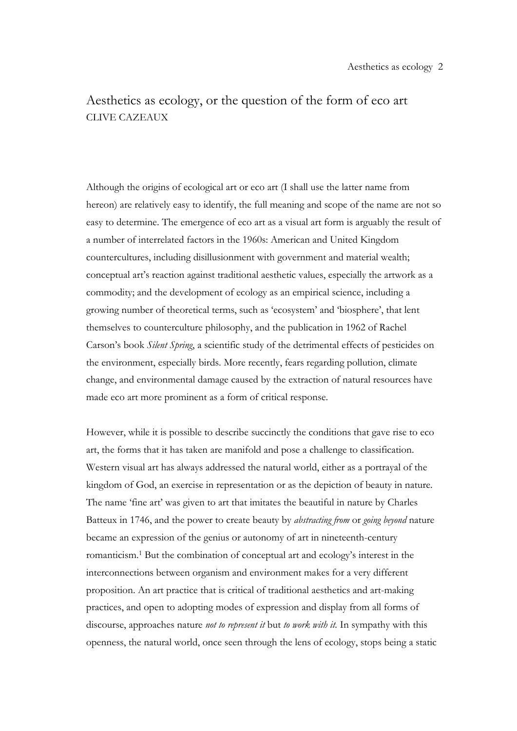# Aesthetics as ecology, or the question of the form of eco art

CLIVE CAZEAUX

Although the origins of ecological art or eco art (I shall use the latter name from hereon) are relatively easy to identify, the full meaning and scope of the name are not so easy to determine. The emergence of eco art as a visual art form is arguably the result of a number of interrelated factors in the 1960s: American and United Kingdom countercultures, including disillusionment with government and material wealth; conceptual art's reaction against traditional aesthetic values, especially the artwork as a commodity; and the development of ecology as an empirical science, including a growing number of theoretical terms, such as 'ecosystem' and 'biosphere', that lent themselves to counterculture philosophy, and the publication in 1962 of Rachel Carson's book *Silent Spring*, a scientific study of the detrimental effects of pesticides on the environment, especially birds. More recently, fears regarding pollution, climate change, and environmental damage caused by the extraction of natural resources have made eco art more prominent as a form of critical response.

However, while it is possible to describe succinctly the conditions that gave rise to eco art, the forms that it has taken are manifold and pose a challenge to classification. Western visual art has always addressed the natural world, either as a portrayal of the kingdom of God, an exercise in representation or as the depiction of beauty in nature. The name 'fine art' was given to art that imitates the beautiful in nature by Charles Batteux in 1746, and the power to create beauty by *abstracting from* or *going beyond* nature became an expression of the genius or autonomy of art in nineteenth-century romanticism.[1] But the combination of conceptual art and ecology's interest in the interconnections between organism and environment makes for a very different proposition. An art practice that is critical of traditional aesthetics and art-making practices, and open to adopting modes of expression and display from all forms of discourse, approaches nature *not to represent it* but *to work with it*. In sympathy with this openness, the natural world, once seen through the lens of ecology, stops being a static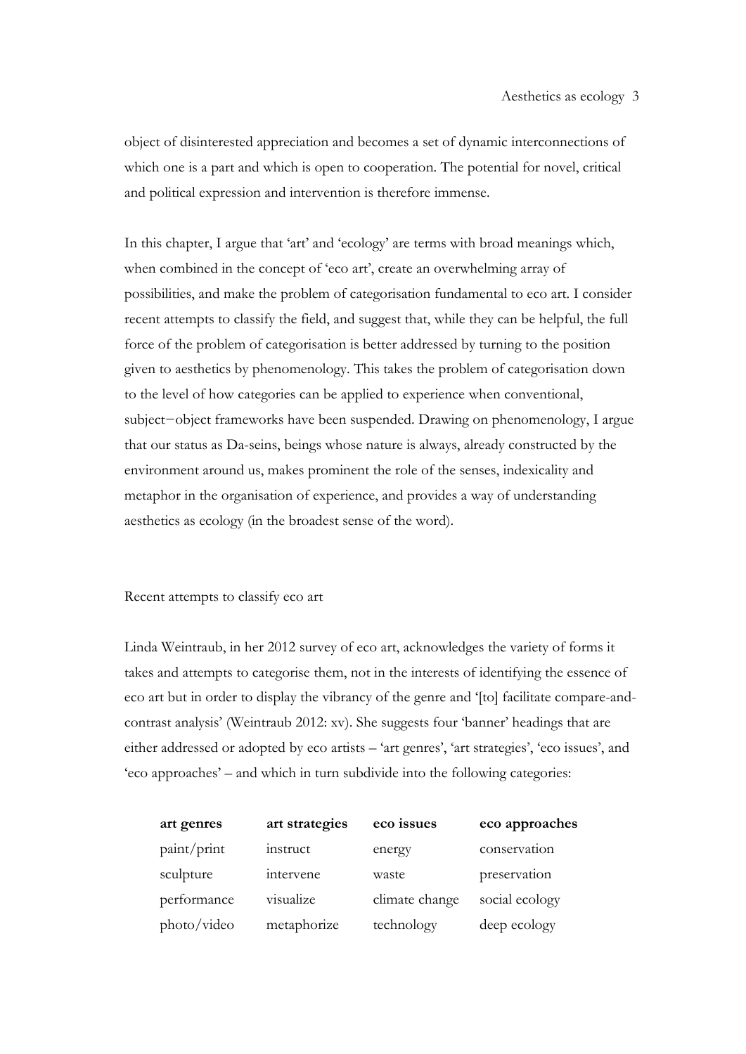object of disinterested appreciation and becomes a set of dynamic interconnections of which one is a part and which is open to cooperation. The potential for novel, critical and political expression and intervention is therefore immense.

In this chapter, I argue that 'art' and 'ecology' are terms with broad meanings which, when combined in the concept of 'eco art', create an overwhelming array of possibilities, and make the problem of categorisation fundamental to eco art. I consider recent attempts to classify the field, and suggest that, while they can be helpful, the full force of the problem of categorisation is better addressed by turning to the position given to aesthetics by phenomenology. This takes the problem of categorisation down to the level of how categories can be applied to experience when conventional, subject−object frameworks have been suspended. Drawing on phenomenology, I argue that our status as Da-seins, beings whose nature is always, already constructed by the environment around us, makes prominent the role of the senses, indexicality and metaphor in the organisation of experience, and provides a way of understanding aesthetics as ecology (in the broadest sense of the word).

## Recent attempts to classify eco art

Linda Weintraub, in her 2012 survey of eco art, acknowledges the variety of forms it takes and attempts to categorise them, not in the interests of identifying the essence of eco art but in order to display the vibrancy of the genre and '[to] facilitate compare-and-contrast analysis' (Weintraub 2012: xv). She suggests four 'banner' headings that are either addressed or adopted by eco artists – 'art genres', 'art strategies', 'eco issues', and 'eco approaches' – and which in turn subdivide into the following categories:

| **art genres** | **art strategies** | **eco issues** | **eco approaches** |
|---|---|---|---|
| paint/print | instruct | energy | conservation |
| sculpture | intervene | waste | preservation |
| performance | visualize | climate change | social ecology |
| photo/video | metaphorize | technology | deep ecology |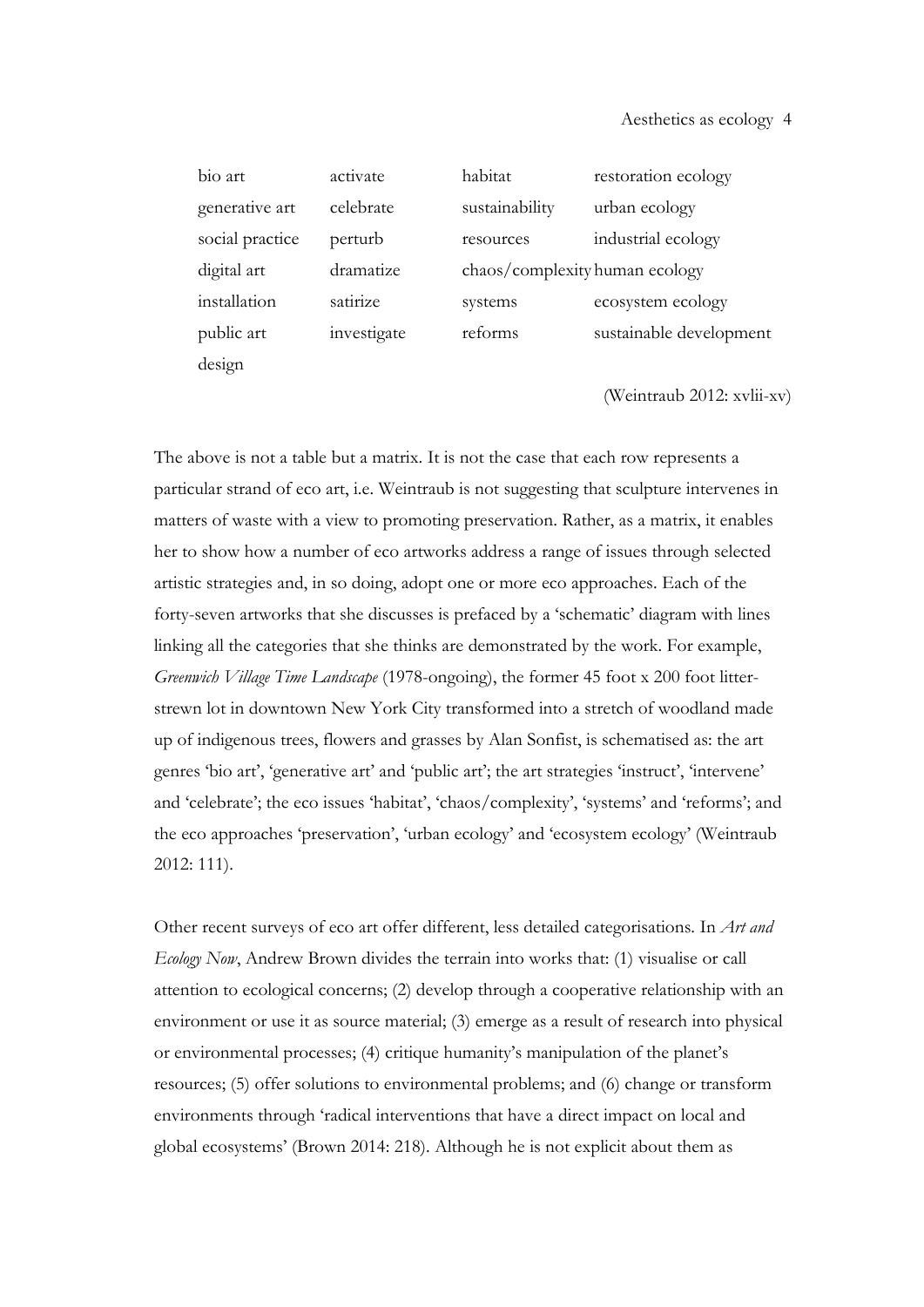| bio art | activate | habitat | restoration ecology |
|---|---|---|---|
| generative art | celebrate | sustainability | urban ecology |
| social practice | perturb | resources | industrial ecology |
| digital art | dramatize | chaos/complexity | human ecology |
| installation | satirize | systems | ecosystem ecology |
| public art | investigate | reforms | sustainable development |
| design | | | |

(Weintraub 2012: xvlii-xv)

The above is not a table but a matrix. It is not the case that each row represents a particular strand of eco art, i.e. Weintraub is not suggesting that sculpture intervenes in matters of waste with a view to promoting preservation. Rather, as a matrix, it enables her to show how a number of eco artworks address a range of issues through selected artistic strategies and, in so doing, adopt one or more eco approaches. Each of the forty-seven artworks that she discusses is prefaced by a 'schematic' diagram with lines linking all the categories that she thinks are demonstrated by the work. For example, *Greenwich Village Time Landscape* (1978-ongoing), the former 45 foot x 200 foot litter-strewn lot in downtown New York City transformed into a stretch of woodland made up of indigenous trees, flowers and grasses by Alan Sonfist, is schematised as: the art genres 'bio art', 'generative art' and 'public art'; the art strategies 'instruct', 'intervene' and 'celebrate'; the eco issues 'habitat', 'chaos/complexity', 'systems' and 'reforms'; and the eco approaches 'preservation', 'urban ecology' and 'ecosystem ecology' (Weintraub 2012: 111).

Other recent surveys of eco art offer different, less detailed categorisations. In *Art and Ecology Now*, Andrew Brown divides the terrain into works that: (1) visualise or call attention to ecological concerns; (2) develop through a cooperative relationship with an environment or use it as source material; (3) emerge as a result of research into physical or environmental processes; (4) critique humanity's manipulation of the planet's resources; (5) offer solutions to environmental problems; and (6) change or transform environments through 'radical interventions that have a direct impact on local and global ecosystems' (Brown 2014: 218). Although he is not explicit about them as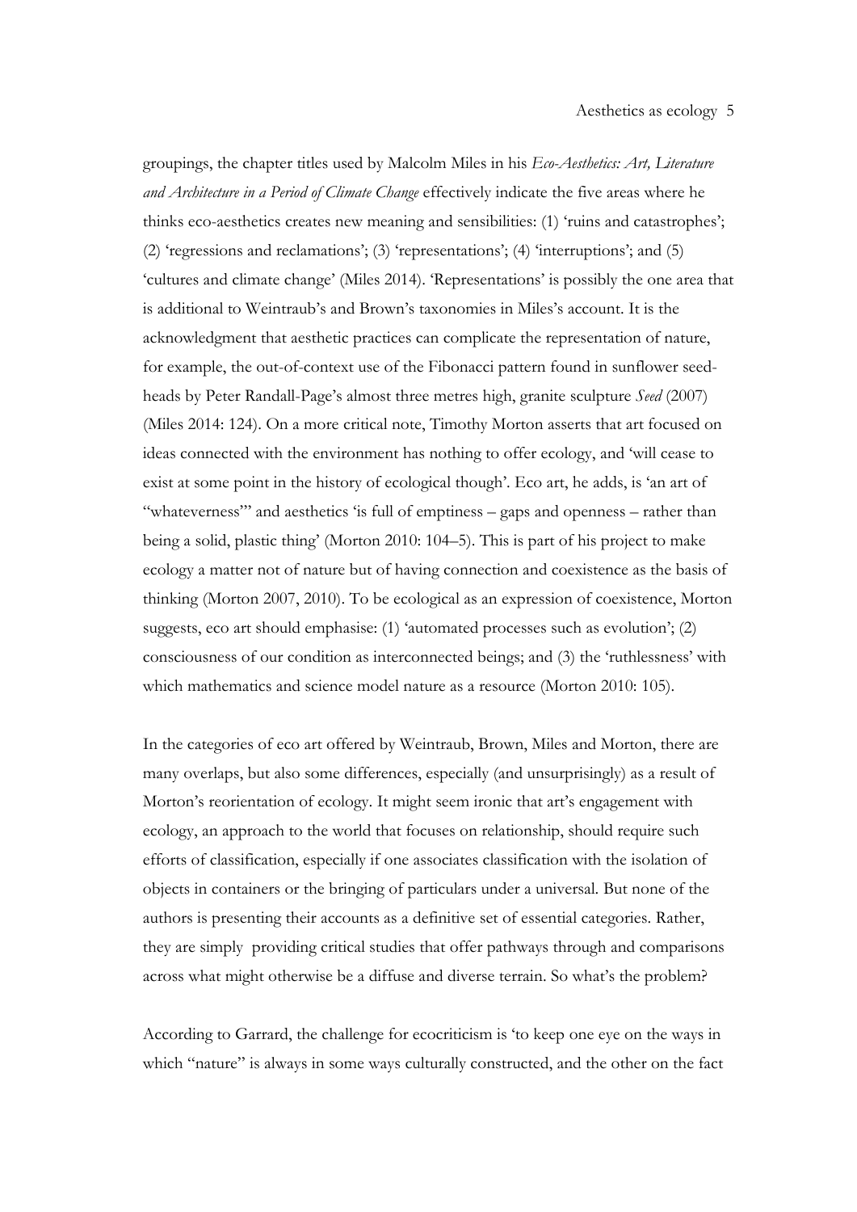groupings, the chapter titles used by Malcolm Miles in his *Eco-Aesthetics: Art, Literature and Architecture in a Period of Climate Change* effectively indicate the five areas where he thinks eco-aesthetics creates new meaning and sensibilities: (1) 'ruins and catastrophes'; (2) 'regressions and reclamations'; (3) 'representations'; (4) 'interruptions'; and (5) 'cultures and climate change' (Miles 2014). 'Representations' is possibly the one area that is additional to Weintraub's and Brown's taxonomies in Miles's account. It is the acknowledgment that aesthetic practices can complicate the representation of nature, for example, the out-of-context use of the Fibonacci pattern found in sunflower seed-heads by Peter Randall-Page's almost three metres high, granite sculpture *Seed* (2007) (Miles 2014: 124). On a more critical note, Timothy Morton asserts that art focused on ideas connected with the environment has nothing to offer ecology, and 'will cease to exist at some point in the history of ecological though'. Eco art, he adds, is 'an art of "whateverness"' and aesthetics 'is full of emptiness – gaps and openness – rather than being a solid, plastic thing' (Morton 2010: 104–5). This is part of his project to make ecology a matter not of nature but of having connection and coexistence as the basis of thinking (Morton 2007, 2010). To be ecological as an expression of coexistence, Morton suggests, eco art should emphasise: (1) 'automated processes such as evolution'; (2) consciousness of our condition as interconnected beings; and (3) the 'ruthlessness' with which mathematics and science model nature as a resource (Morton 2010: 105).

In the categories of eco art offered by Weintraub, Brown, Miles and Morton, there are many overlaps, but also some differences, especially (and unsurprisingly) as a result of Morton's reorientation of ecology. It might seem ironic that art's engagement with ecology, an approach to the world that focuses on relationship, should require such efforts of classification, especially if one associates classification with the isolation of objects in containers or the bringing of particulars under a universal. But none of the authors is presenting their accounts as a definitive set of essential categories. Rather, they are simply providing critical studies that offer pathways through and comparisons across what might otherwise be a diffuse and diverse terrain. So what's the problem?

According to Garrard, the challenge for ecocriticism is 'to keep one eye on the ways in which "nature" is always in some ways culturally constructed, and the other on the fact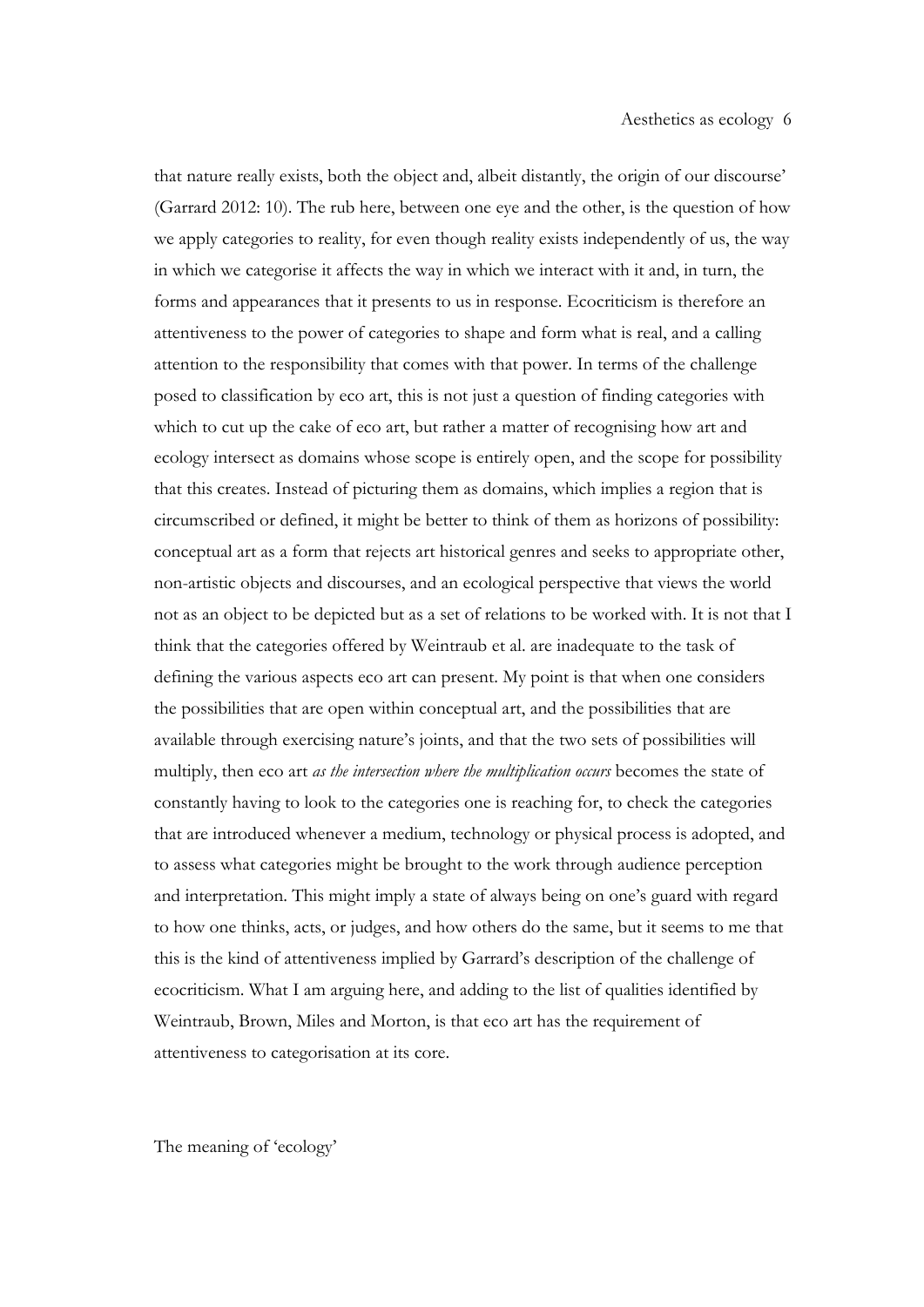that nature really exists, both the object and, albeit distantly, the origin of our discourse' (Garrard 2012: 10). The rub here, between one eye and the other, is the question of how we apply categories to reality, for even though reality exists independently of us, the way in which we categorise it affects the way in which we interact with it and, in turn, the forms and appearances that it presents to us in response. Ecocriticism is therefore an attentiveness to the power of categories to shape and form what is real, and a calling attention to the responsibility that comes with that power. In terms of the challenge posed to classification by eco art, this is not just a question of finding categories with which to cut up the cake of eco art, but rather a matter of recognising how art and ecology intersect as domains whose scope is entirely open, and the scope for possibility that this creates. Instead of picturing them as domains, which implies a region that is circumscribed or defined, it might be better to think of them as horizons of possibility: conceptual art as a form that rejects art historical genres and seeks to appropriate other, non-artistic objects and discourses, and an ecological perspective that views the world not as an object to be depicted but as a set of relations to be worked with. It is not that I think that the categories offered by Weintraub et al. are inadequate to the task of defining the various aspects eco art can present. My point is that when one considers the possibilities that are open within conceptual art, and the possibilities that are available through exercising nature's joints, and that the two sets of possibilities will multiply, then eco art *as the intersection where the multiplication occurs* becomes the state of constantly having to look to the categories one is reaching for, to check the categories that are introduced whenever a medium, technology or physical process is adopted, and to assess what categories might be brought to the work through audience perception and interpretation. This might imply a state of always being on one's guard with regard to how one thinks, acts, or judges, and how others do the same, but it seems to me that this is the kind of attentiveness implied by Garrard's description of the challenge of ecocriticism. What I am arguing here, and adding to the list of qualities identified by Weintraub, Brown, Miles and Morton, is that eco art has the requirement of attentiveness to categorisation at its core.

## The meaning of 'ecology'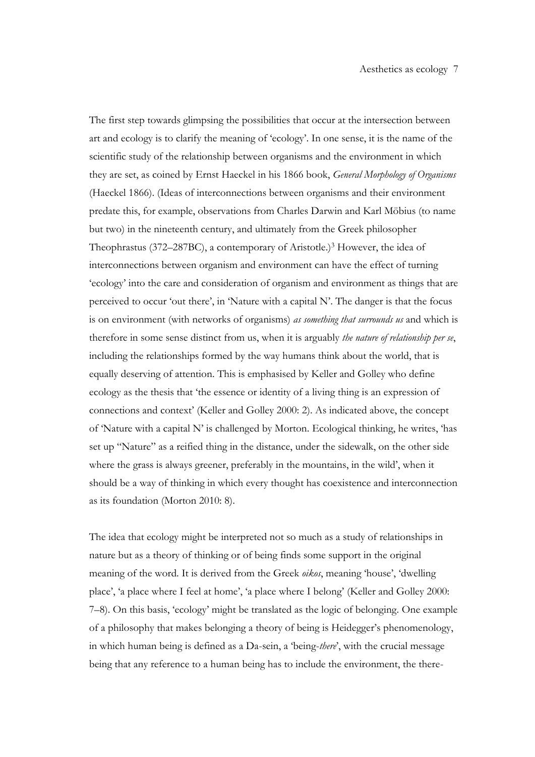The first step towards glimpsing the possibilities that occur at the intersection between art and ecology is to clarify the meaning of 'ecology'. In one sense, it is the name of the scientific study of the relationship between organisms and the environment in which they are set, as coined by Ernst Haeckel in his 1866 book, *General Morphology of Organisms* (Haeckel 1866). (Ideas of interconnections between organisms and their environment predate this, for example, observations from Charles Darwin and Karl Möbius (to name but two) in the nineteenth century, and ultimately from the Greek philosopher Theophrastus (372–287BC), a contemporary of Aristotle.)[3] However, the idea of interconnections between organism and environment can have the effect of turning 'ecology' into the care and consideration of organism and environment as things that are perceived to occur 'out there', in 'Nature with a capital N'. The danger is that the focus is on environment (with networks of organisms) *as something that surrounds us* and which is therefore in some sense distinct from us, when it is arguably *the nature of relationship per se*, including the relationships formed by the way humans think about the world, that is equally deserving of attention. This is emphasised by Keller and Golley who define ecology as the thesis that 'the essence or identity of a living thing is an expression of connections and context' (Keller and Golley 2000: 2). As indicated above, the concept of 'Nature with a capital N' is challenged by Morton. Ecological thinking, he writes, 'has set up "Nature" as a reified thing in the distance, under the sidewalk, on the other side where the grass is always greener, preferably in the mountains, in the wild', when it should be a way of thinking in which every thought has coexistence and interconnection as its foundation (Morton 2010: 8).

The idea that ecology might be interpreted not so much as a study of relationships in nature but as a theory of thinking or of being finds some support in the original meaning of the word. It is derived from the Greek *oikos*, meaning 'house', 'dwelling place', 'a place where I feel at home', 'a place where I belong' (Keller and Golley 2000: 7–8). On this basis, 'ecology' might be translated as the logic of belonging. One example of a philosophy that makes belonging a theory of being is Heidegger's phenomenology, in which human being is defined as a Da-sein, a 'being-*there*', with the crucial message being that any reference to a human being has to include the environment, the there-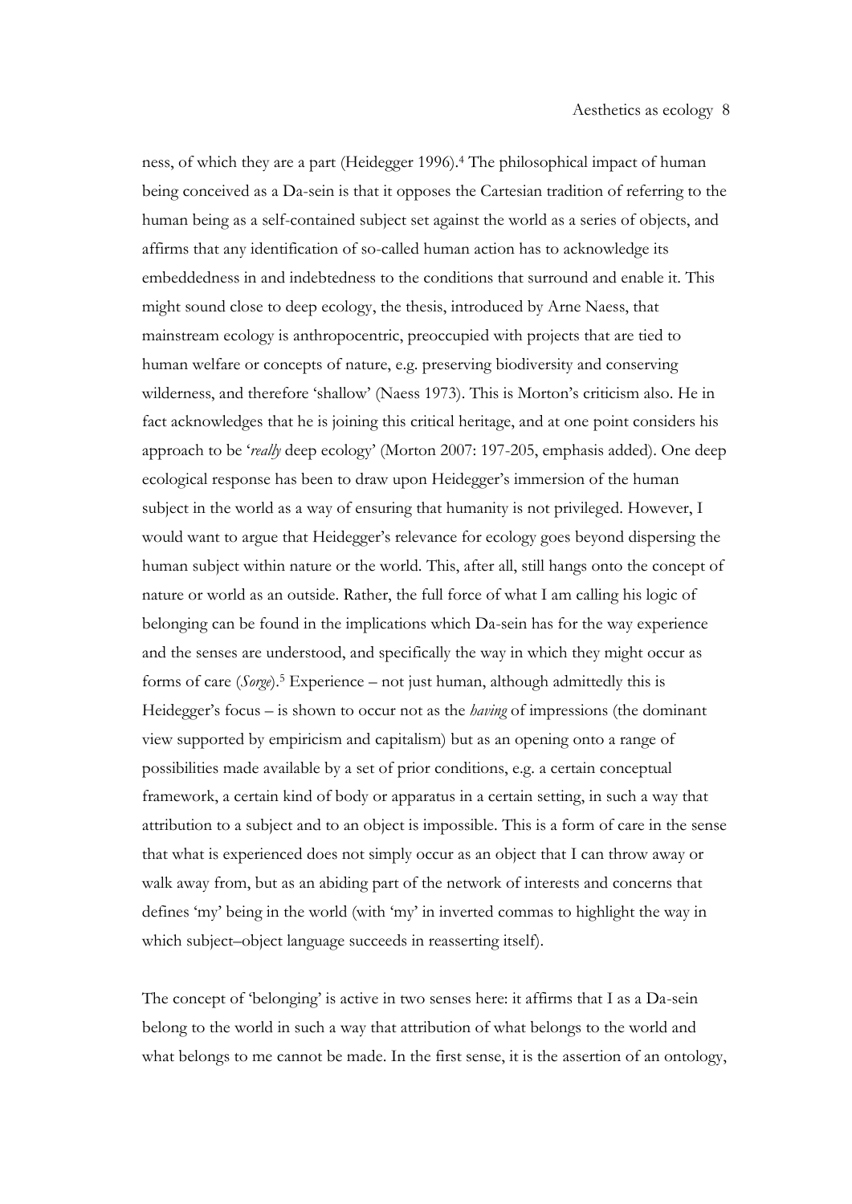ness, of which they are a part (Heidegger 1996).[4] The philosophical impact of human being conceived as a Da-sein is that it opposes the Cartesian tradition of referring to the human being as a self-contained subject set against the world as a series of objects, and affirms that any identification of so-called human action has to acknowledge its embeddedness in and indebtedness to the conditions that surround and enable it. This might sound close to deep ecology, the thesis, introduced by Arne Naess, that mainstream ecology is anthropocentric, preoccupied with projects that are tied to human welfare or concepts of nature, e.g. preserving biodiversity and conserving wilderness, and therefore 'shallow' (Naess 1973). This is Morton's criticism also. He in fact acknowledges that he is joining this critical heritage, and at one point considers his approach to be '*really* deep ecology' (Morton 2007: 197-205, emphasis added). One deep ecological response has been to draw upon Heidegger's immersion of the human subject in the world as a way of ensuring that humanity is not privileged. However, I would want to argue that Heidegger's relevance for ecology goes beyond dispersing the human subject within nature or the world. This, after all, still hangs onto the concept of nature or world as an outside. Rather, the full force of what I am calling his logic of belonging can be found in the implications which Da-sein has for the way experience and the senses are understood, and specifically the way in which they might occur as forms of care (*Sorge*).[5] Experience – not just human, although admittedly this is Heidegger's focus – is shown to occur not as the *having* of impressions (the dominant view supported by empiricism and capitalism) but as an opening onto a range of possibilities made available by a set of prior conditions, e.g. a certain conceptual framework, a certain kind of body or apparatus in a certain setting, in such a way that attribution to a subject and to an object is impossible. This is a form of care in the sense that what is experienced does not simply occur as an object that I can throw away or walk away from, but as an abiding part of the network of interests and concerns that defines 'my' being in the world (with 'my' in inverted commas to highlight the way in which subject–object language succeeds in reasserting itself).

The concept of 'belonging' is active in two senses here: it affirms that I as a Da-sein belong to the world in such a way that attribution of what belongs to the world and what belongs to me cannot be made. In the first sense, it is the assertion of an ontology,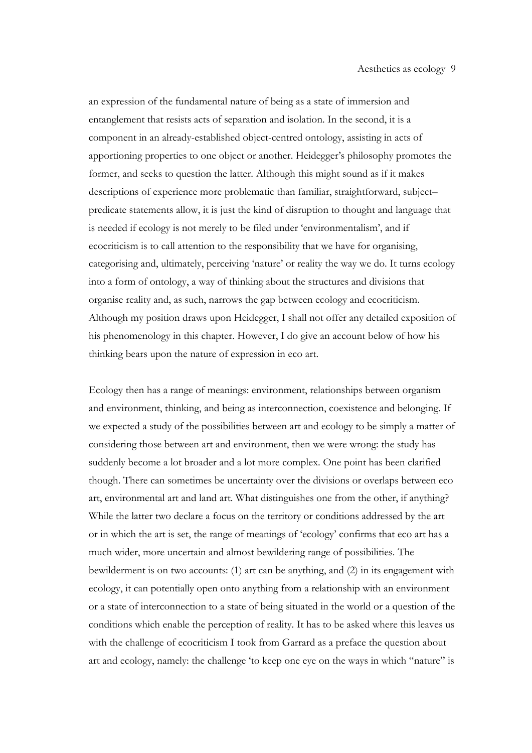an expression of the fundamental nature of being as a state of immersion and entanglement that resists acts of separation and isolation. In the second, it is a component in an already-established object-centred ontology, assisting in acts of apportioning properties to one object or another. Heidegger's philosophy promotes the former, and seeks to question the latter. Although this might sound as if it makes descriptions of experience more problematic than familiar, straightforward, subject–predicate statements allow, it is just the kind of disruption to thought and language that is needed if ecology is not merely to be filed under 'environmentalism', and if ecocriticism is to call attention to the responsibility that we have for organising, categorising and, ultimately, perceiving 'nature' or reality the way we do. It turns ecology into a form of ontology, a way of thinking about the structures and divisions that organise reality and, as such, narrows the gap between ecology and ecocriticism. Although my position draws upon Heidegger, I shall not offer any detailed exposition of his phenomenology in this chapter. However, I do give an account below of how his thinking bears upon the nature of expression in eco art.

Ecology then has a range of meanings: environment, relationships between organism and environment, thinking, and being as interconnection, coexistence and belonging. If we expected a study of the possibilities between art and ecology to be simply a matter of considering those between art and environment, then we were wrong: the study has suddenly become a lot broader and a lot more complex. One point has been clarified though. There can sometimes be uncertainty over the divisions or overlaps between eco art, environmental art and land art. What distinguishes one from the other, if anything? While the latter two declare a focus on the territory or conditions addressed by the art or in which the art is set, the range of meanings of 'ecology' confirms that eco art has a much wider, more uncertain and almost bewildering range of possibilities. The bewilderment is on two accounts: (1) art can be anything, and (2) in its engagement with ecology, it can potentially open onto anything from a relationship with an environment or a state of interconnection to a state of being situated in the world or a question of the conditions which enable the perception of reality. It has to be asked where this leaves us with the challenge of ecocriticism I took from Garrard as a preface the question about art and ecology, namely: the challenge 'to keep one eye on the ways in which "nature" is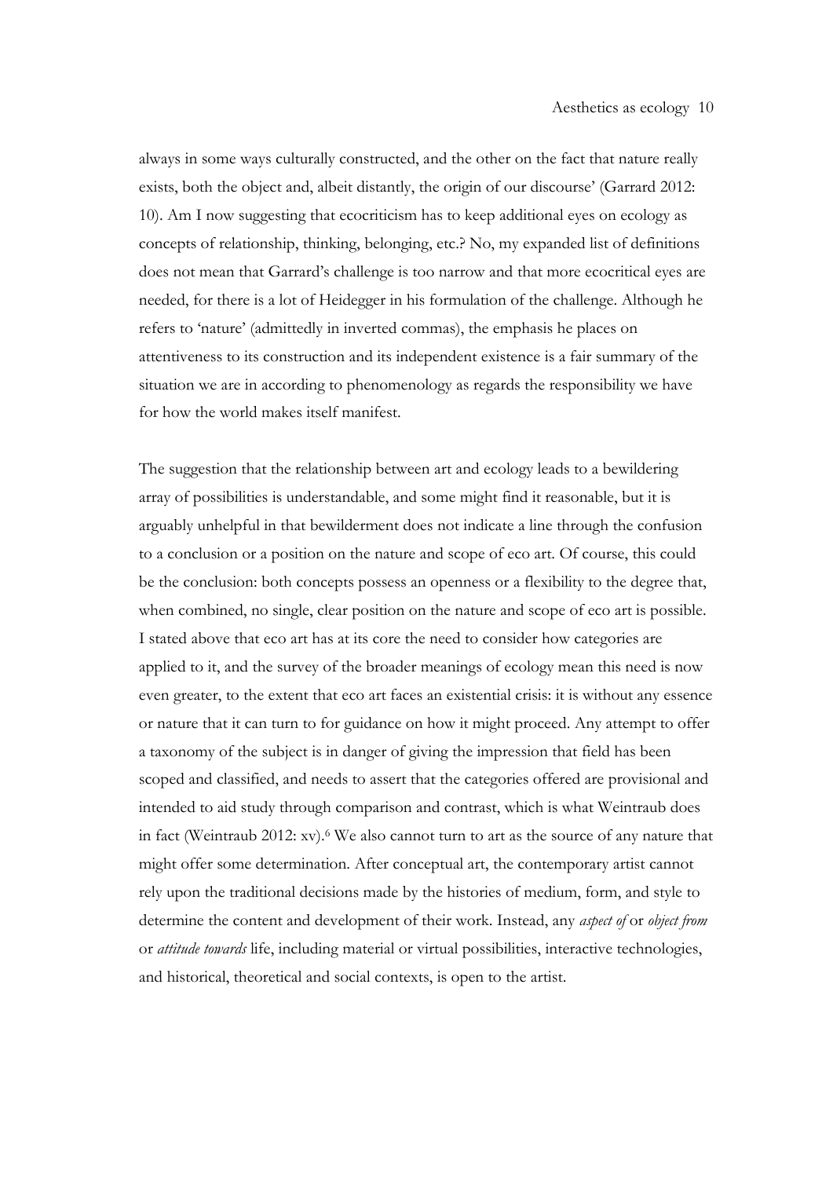always in some ways culturally constructed, and the other on the fact that nature really exists, both the object and, albeit distantly, the origin of our discourse' (Garrard 2012: 10). Am I now suggesting that ecocriticism has to keep additional eyes on ecology as concepts of relationship, thinking, belonging, etc.? No, my expanded list of definitions does not mean that Garrard's challenge is too narrow and that more ecocritical eyes are needed, for there is a lot of Heidegger in his formulation of the challenge. Although he refers to 'nature' (admittedly in inverted commas), the emphasis he places on attentiveness to its construction and its independent existence is a fair summary of the situation we are in according to phenomenology as regards the responsibility we have for how the world makes itself manifest.

The suggestion that the relationship between art and ecology leads to a bewildering array of possibilities is understandable, and some might find it reasonable, but it is arguably unhelpful in that bewilderment does not indicate a line through the confusion to a conclusion or a position on the nature and scope of eco art. Of course, this could be the conclusion: both concepts possess an openness or a flexibility to the degree that, when combined, no single, clear position on the nature and scope of eco art is possible. I stated above that eco art has at its core the need to consider how categories are applied to it, and the survey of the broader meanings of ecology mean this need is now even greater, to the extent that eco art faces an existential crisis: it is without any essence or nature that it can turn to for guidance on how it might proceed. Any attempt to offer a taxonomy of the subject is in danger of giving the impression that field has been scoped and classified, and needs to assert that the categories offered are provisional and intended to aid study through comparison and contrast, which is what Weintraub does in fact (Weintraub 2012: xv).[6] We also cannot turn to art as the source of any nature that might offer some determination. After conceptual art, the contemporary artist cannot rely upon the traditional decisions made by the histories of medium, form, and style to determine the content and development of their work. Instead, any *aspect of* or *object from* or *attitude towards* life, including material or virtual possibilities, interactive technologies, and historical, theoretical and social contexts, is open to the artist.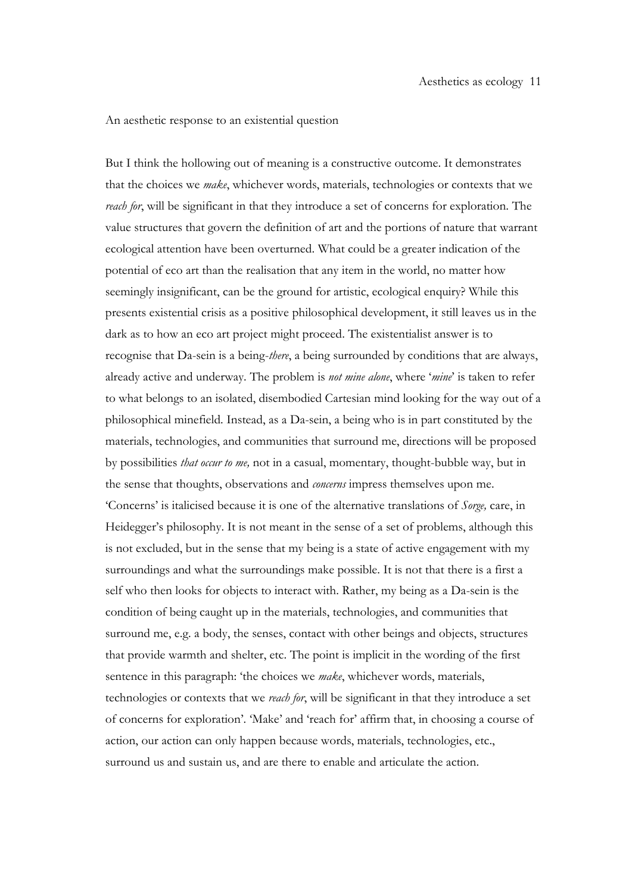## An aesthetic response to an existential question

But I think the hollowing out of meaning is a constructive outcome. It demonstrates that the choices we *make*, whichever words, materials, technologies or contexts that we *reach for*, will be significant in that they introduce a set of concerns for exploration. The value structures that govern the definition of art and the portions of nature that warrant ecological attention have been overturned. What could be a greater indication of the potential of eco art than the realisation that any item in the world, no matter how seemingly insignificant, can be the ground for artistic, ecological enquiry? While this presents existential crisis as a positive philosophical development, it still leaves us in the dark as to how an eco art project might proceed. The existentialist answer is to recognise that Da-sein is a being-*there*, a being surrounded by conditions that are always, already active and underway. The problem is *not mine alone*, where '*mine*' is taken to refer to what belongs to an isolated, disembodied Cartesian mind looking for the way out of a philosophical minefield. Instead, as a Da-sein, a being who is in part constituted by the materials, technologies, and communities that surround me, directions will be proposed by possibilities *that occur to me,* not in a casual, momentary, thought-bubble way, but in the sense that thoughts, observations and *concerns* impress themselves upon me. 'Concerns' is italicised because it is one of the alternative translations of *Sorge,* care, in Heidegger's philosophy. It is not meant in the sense of a set of problems, although this is not excluded, but in the sense that my being is a state of active engagement with my surroundings and what the surroundings make possible. It is not that there is a first a self who then looks for objects to interact with. Rather, my being as a Da-sein is the condition of being caught up in the materials, technologies, and communities that surround me, e.g. a body, the senses, contact with other beings and objects, structures that provide warmth and shelter, etc. The point is implicit in the wording of the first sentence in this paragraph: 'the choices we *make*, whichever words, materials, technologies or contexts that we *reach for*, will be significant in that they introduce a set of concerns for exploration'. 'Make' and 'reach for' affirm that, in choosing a course of action, our action can only happen because words, materials, technologies, etc., surround us and sustain us, and are there to enable and articulate the action.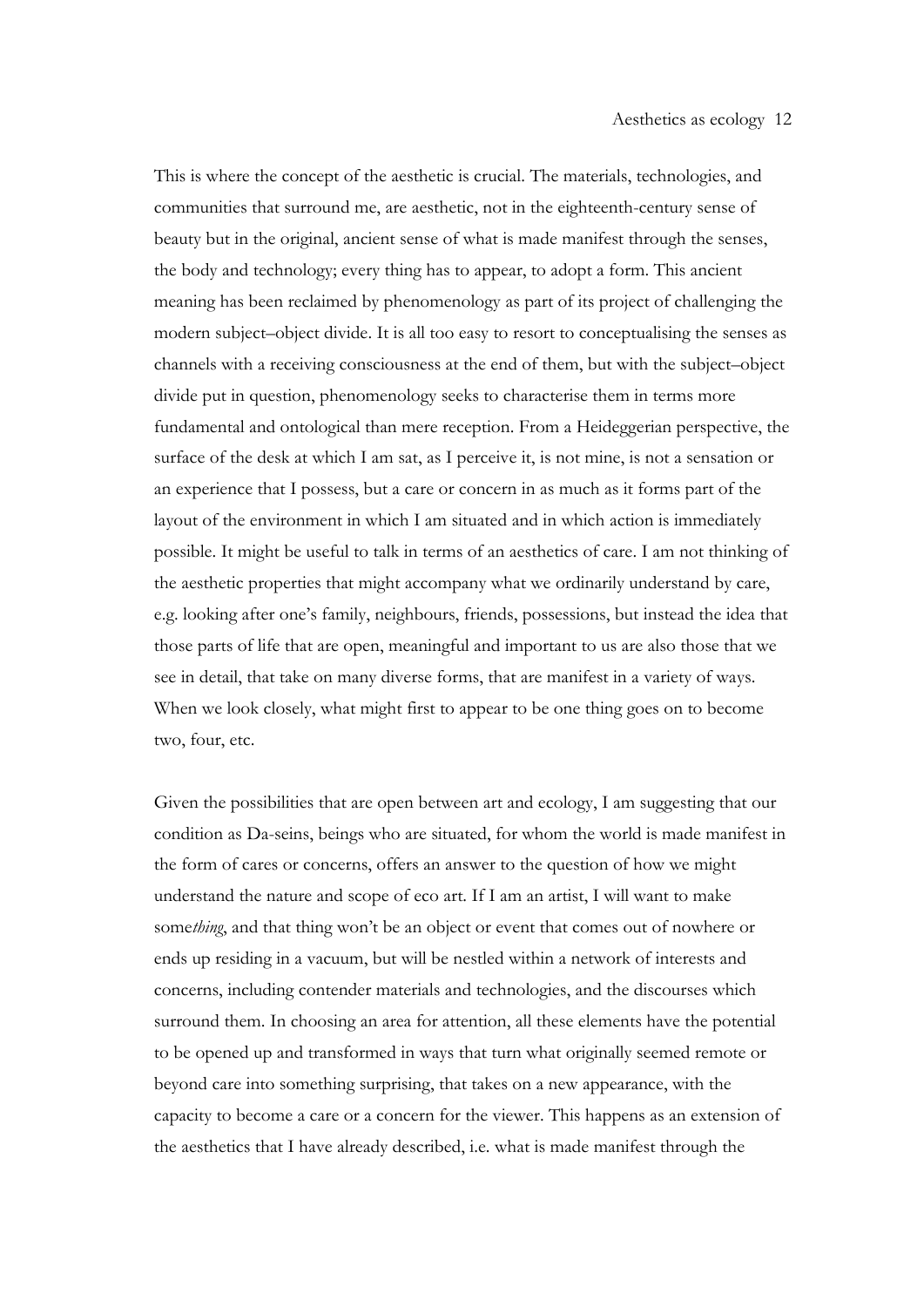This is where the concept of the aesthetic is crucial. The materials, technologies, and communities that surround me, are aesthetic, not in the eighteenth-century sense of beauty but in the original, ancient sense of what is made manifest through the senses, the body and technology; every thing has to appear, to adopt a form. This ancient meaning has been reclaimed by phenomenology as part of its project of challenging the modern subject–object divide. It is all too easy to resort to conceptualising the senses as channels with a receiving consciousness at the end of them, but with the subject–object divide put in question, phenomenology seeks to characterise them in terms more fundamental and ontological than mere reception. From a Heideggerian perspective, the surface of the desk at which I am sat, as I perceive it, is not mine, is not a sensation or an experience that I possess, but a care or concern in as much as it forms part of the layout of the environment in which I am situated and in which action is immediately possible. It might be useful to talk in terms of an aesthetics of care. I am not thinking of the aesthetic properties that might accompany what we ordinarily understand by care, e.g. looking after one's family, neighbours, friends, possessions, but instead the idea that those parts of life that are open, meaningful and important to us are also those that we see in detail, that take on many diverse forms, that are manifest in a variety of ways. When we look closely, what might first to appear to be one thing goes on to become two, four, etc.

Given the possibilities that are open between art and ecology, I am suggesting that our condition as Da-seins, beings who are situated, for whom the world is made manifest in the form of cares or concerns, offers an answer to the question of how we might understand the nature and scope of eco art. If I am an artist, I will want to make some*thing*, and that thing won't be an object or event that comes out of nowhere or ends up residing in a vacuum, but will be nestled within a network of interests and concerns, including contender materials and technologies, and the discourses which surround them. In choosing an area for attention, all these elements have the potential to be opened up and transformed in ways that turn what originally seemed remote or beyond care into something surprising, that takes on a new appearance, with the capacity to become a care or a concern for the viewer. This happens as an extension of the aesthetics that I have already described, i.e. what is made manifest through the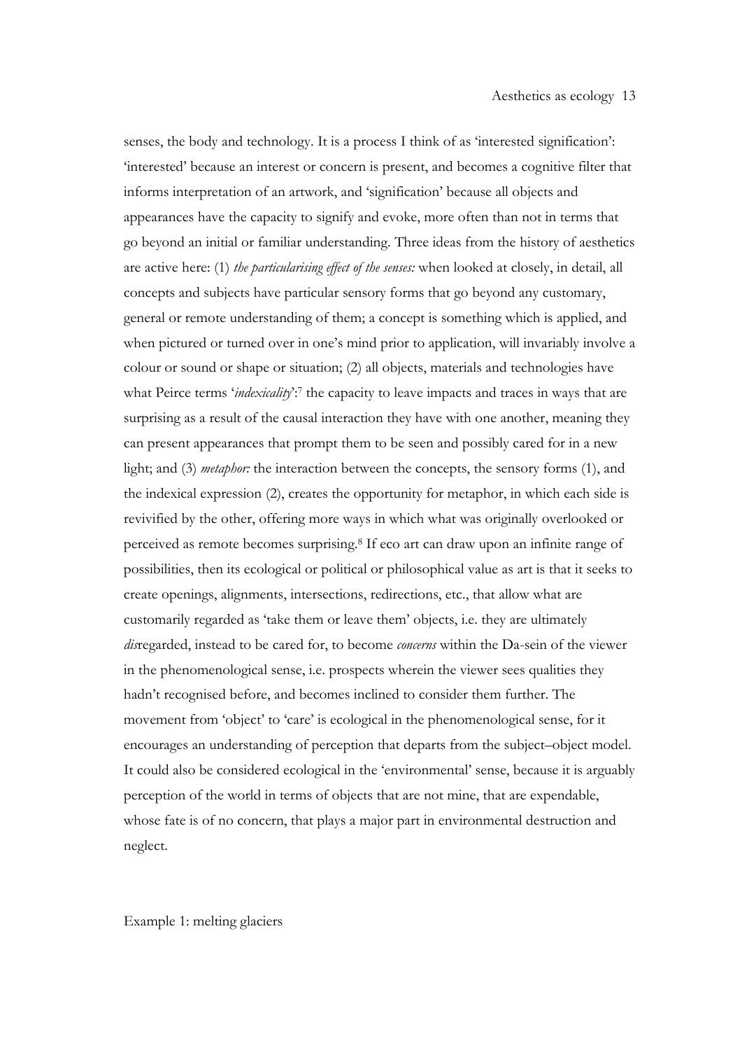senses, the body and technology. It is a process I think of as 'interested signification': 'interested' because an interest or concern is present, and becomes a cognitive filter that informs interpretation of an artwork, and 'signification' because all objects and appearances have the capacity to signify and evoke, more often than not in terms that go beyond an initial or familiar understanding. Three ideas from the history of aesthetics are active here: (1) *the particularising effect of the senses:* when looked at closely, in detail, all concepts and subjects have particular sensory forms that go beyond any customary, general or remote understanding of them; a concept is something which is applied, and when pictured or turned over in one's mind prior to application, will invariably involve a colour or sound or shape or situation; (2) all objects, materials and technologies have what Peirce terms '*indexicality*':[7] the capacity to leave impacts and traces in ways that are surprising as a result of the causal interaction they have with one another, meaning they can present appearances that prompt them to be seen and possibly cared for in a new light; and (3) *metaphor:* the interaction between the concepts, the sensory forms (1), and the indexical expression (2), creates the opportunity for metaphor, in which each side is revivified by the other, offering more ways in which what was originally overlooked or perceived as remote becomes surprising.[8] If eco art can draw upon an infinite range of possibilities, then its ecological or political or philosophical value as art is that it seeks to create openings, alignments, intersections, redirections, etc., that allow what are customarily regarded as 'take them or leave them' objects, i.e. they are ultimately *dis*regarded, instead to be cared for, to become *concerns* within the Da-sein of the viewer in the phenomenological sense, i.e. prospects wherein the viewer sees qualities they hadn't recognised before, and becomes inclined to consider them further. The movement from 'object' to 'care' is ecological in the phenomenological sense, for it encourages an understanding of perception that departs from the subject–object model. It could also be considered ecological in the 'environmental' sense, because it is arguably perception of the world in terms of objects that are not mine, that are expendable, whose fate is of no concern, that plays a major part in environmental destruction and neglect.

Example 1: melting glaciers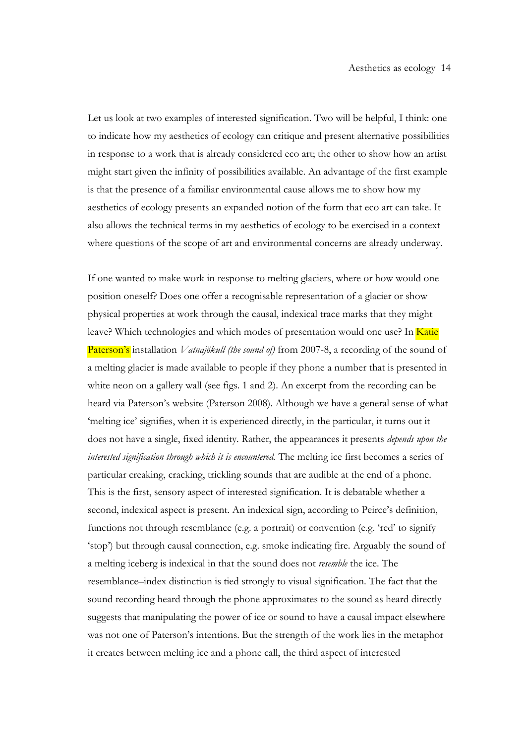Let us look at two examples of interested signification. Two will be helpful, I think: one to indicate how my aesthetics of ecology can critique and present alternative possibilities in response to a work that is already considered eco art; the other to show how an artist might start given the infinity of possibilities available. An advantage of the first example is that the presence of a familiar environmental cause allows me to show how my aesthetics of ecology presents an expanded notion of the form that eco art can take. It also allows the technical terms in my aesthetics of ecology to be exercised in a context where questions of the scope of art and environmental concerns are already underway.

If one wanted to make work in response to melting glaciers, where or how would one position oneself? Does one offer a recognisable representation of a glacier or show physical properties at work through the causal, indexical trace marks that they might leave? Which technologies and which modes of presentation would one use? In Katie Paterson's installation *Vatnajökull (the sound of)* from 2007-8, a recording of the sound of a melting glacier is made available to people if they phone a number that is presented in white neon on a gallery wall (see figs. 1 and 2). An excerpt from the recording can be heard via Paterson's website (Paterson 2008). Although we have a general sense of what 'melting ice' signifies, when it is experienced directly, in the particular, it turns out it does not have a single, fixed identity. Rather, the appearances it presents *depends upon the interested signification through which it is encountered.* The melting ice first becomes a series of particular creaking, cracking, trickling sounds that are audible at the end of a phone. This is the first, sensory aspect of interested signification. It is debatable whether a second, indexical aspect is present. An indexical sign, according to Peirce's definition, functions not through resemblance (e.g. a portrait) or convention (e.g. 'red' to signify 'stop') but through causal connection, e.g. smoke indicating fire. Arguably the sound of a melting iceberg is indexical in that the sound does not *resemble* the ice. The resemblance–index distinction is tied strongly to visual signification. The fact that the sound recording heard through the phone approximates to the sound as heard directly suggests that manipulating the power of ice or sound to have a causal impact elsewhere was not one of Paterson's intentions. But the strength of the work lies in the metaphor it creates between melting ice and a phone call, the third aspect of interested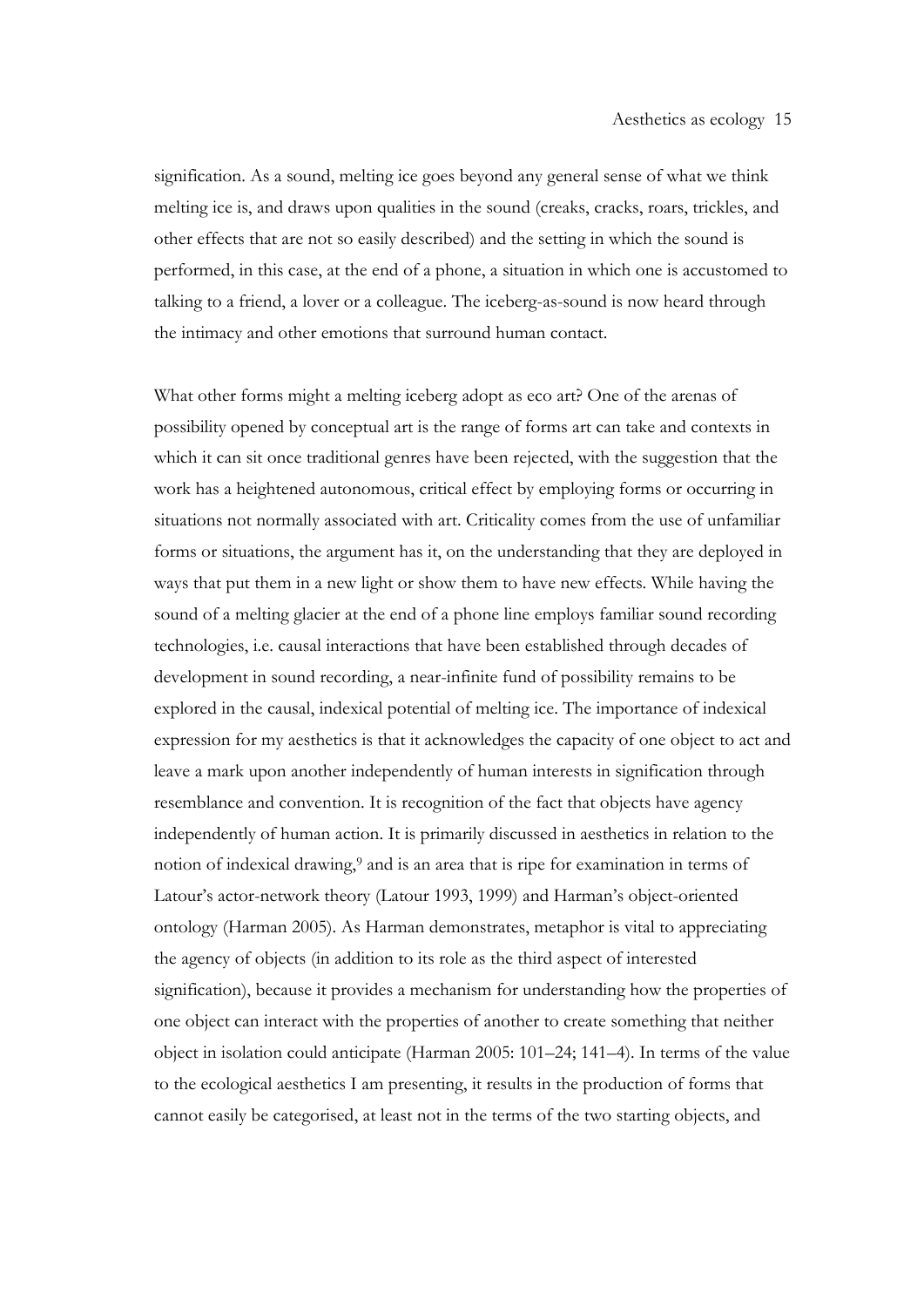signification. As a sound, melting ice goes beyond any general sense of what we think melting ice is, and draws upon qualities in the sound (creaks, cracks, roars, trickles, and other effects that are not so easily described) and the setting in which the sound is performed, in this case, at the end of a phone, a situation in which one is accustomed to talking to a friend, a lover or a colleague. The iceberg-as-sound is now heard through the intimacy and other emotions that surround human contact.

What other forms might a melting iceberg adopt as eco art? One of the arenas of possibility opened by conceptual art is the range of forms art can take and contexts in which it can sit once traditional genres have been rejected, with the suggestion that the work has a heightened autonomous, critical effect by employing forms or occurring in situations not normally associated with art. Criticality comes from the use of unfamiliar forms or situations, the argument has it, on the understanding that they are deployed in ways that put them in a new light or show them to have new effects. While having the sound of a melting glacier at the end of a phone line employs familiar sound recording technologies, i.e. causal interactions that have been established through decades of development in sound recording, a near-infinite fund of possibility remains to be explored in the causal, indexical potential of melting ice. The importance of indexical expression for my aesthetics is that it acknowledges the capacity of one object to act and leave a mark upon another independently of human interests in signification through resemblance and convention. It is recognition of the fact that objects have agency independently of human action. It is primarily discussed in aesthetics in relation to the notion of indexical drawing,[9] and is an area that is ripe for examination in terms of Latour's actor-network theory (Latour 1993, 1999) and Harman's object-oriented ontology (Harman 2005). As Harman demonstrates, metaphor is vital to appreciating the agency of objects (in addition to its role as the third aspect of interested signification), because it provides a mechanism for understanding how the properties of one object can interact with the properties of another to create something that neither object in isolation could anticipate (Harman 2005: 101–24; 141–4). In terms of the value to the ecological aesthetics I am presenting, it results in the production of forms that cannot easily be categorised, at least not in the terms of the two starting objects, and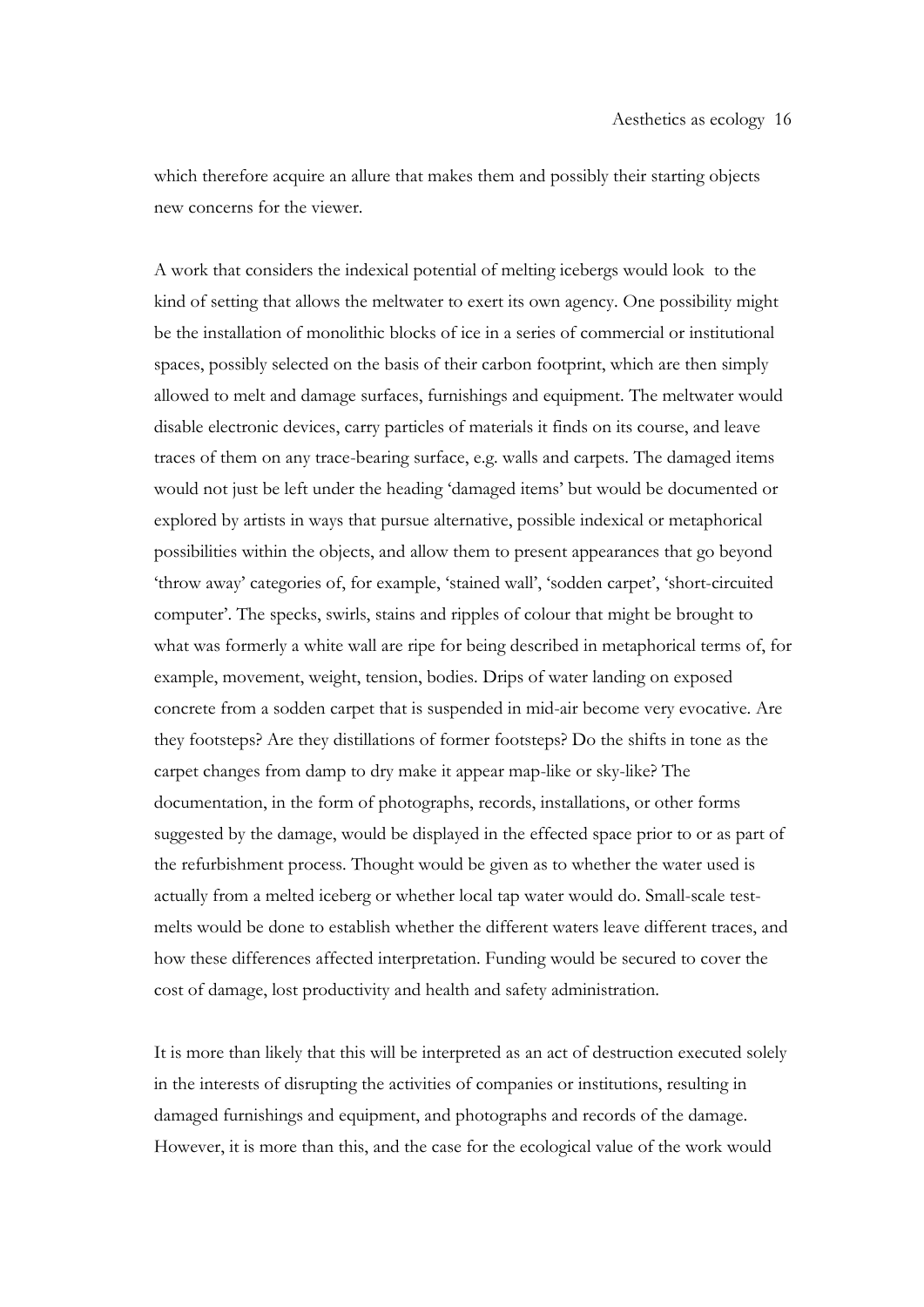which therefore acquire an allure that makes them and possibly their starting objects new concerns for the viewer.

A work that considers the indexical potential of melting icebergs would look to the kind of setting that allows the meltwater to exert its own agency. One possibility might be the installation of monolithic blocks of ice in a series of commercial or institutional spaces, possibly selected on the basis of their carbon footprint, which are then simply allowed to melt and damage surfaces, furnishings and equipment. The meltwater would disable electronic devices, carry particles of materials it finds on its course, and leave traces of them on any trace-bearing surface, e.g. walls and carpets. The damaged items would not just be left under the heading 'damaged items' but would be documented or explored by artists in ways that pursue alternative, possible indexical or metaphorical possibilities within the objects, and allow them to present appearances that go beyond 'throw away' categories of, for example, 'stained wall', 'sodden carpet', 'short-circuited computer'. The specks, swirls, stains and ripples of colour that might be brought to what was formerly a white wall are ripe for being described in metaphorical terms of, for example, movement, weight, tension, bodies. Drips of water landing on exposed concrete from a sodden carpet that is suspended in mid-air become very evocative. Are they footsteps? Are they distillations of former footsteps? Do the shifts in tone as the carpet changes from damp to dry make it appear map-like or sky-like? The documentation, in the form of photographs, records, installations, or other forms suggested by the damage, would be displayed in the effected space prior to or as part of the refurbishment process. Thought would be given as to whether the water used is actually from a melted iceberg or whether local tap water would do. Small-scale test-melts would be done to establish whether the different waters leave different traces, and how these differences affected interpretation. Funding would be secured to cover the cost of damage, lost productivity and health and safety administration.

It is more than likely that this will be interpreted as an act of destruction executed solely in the interests of disrupting the activities of companies or institutions, resulting in damaged furnishings and equipment, and photographs and records of the damage. However, it is more than this, and the case for the ecological value of the work would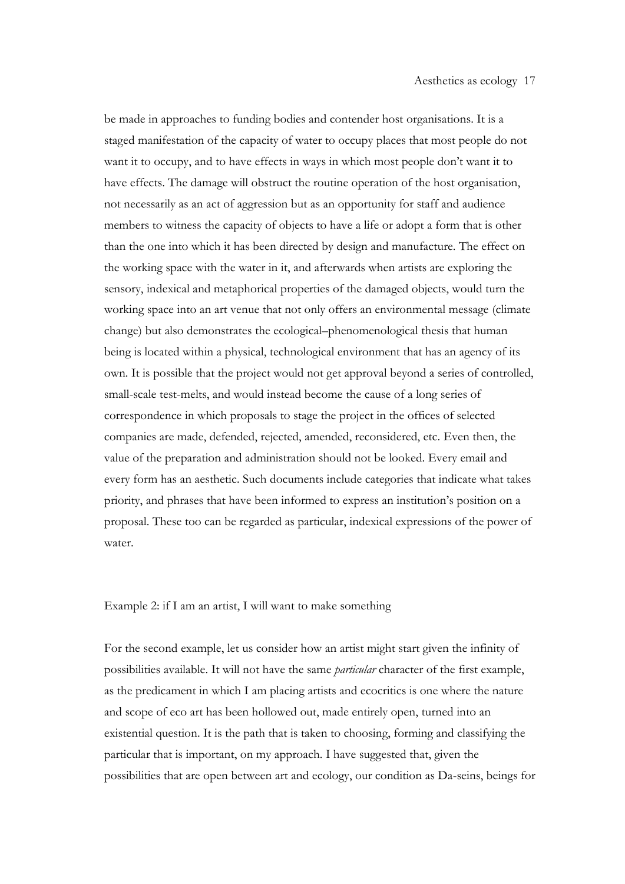be made in approaches to funding bodies and contender host organisations. It is a staged manifestation of the capacity of water to occupy places that most people do not want it to occupy, and to have effects in ways in which most people don't want it to have effects. The damage will obstruct the routine operation of the host organisation, not necessarily as an act of aggression but as an opportunity for staff and audience members to witness the capacity of objects to have a life or adopt a form that is other than the one into which it has been directed by design and manufacture. The effect on the working space with the water in it, and afterwards when artists are exploring the sensory, indexical and metaphorical properties of the damaged objects, would turn the working space into an art venue that not only offers an environmental message (climate change) but also demonstrates the ecological–phenomenological thesis that human being is located within a physical, technological environment that has an agency of its own. It is possible that the project would not get approval beyond a series of controlled, small-scale test-melts, and would instead become the cause of a long series of correspondence in which proposals to stage the project in the offices of selected companies are made, defended, rejected, amended, reconsidered, etc. Even then, the value of the preparation and administration should not be looked. Every email and every form has an aesthetic. Such documents include categories that indicate what takes priority, and phrases that have been informed to express an institution's position on a proposal. These too can be regarded as particular, indexical expressions of the power of water.

## Example 2: if I am an artist, I will want to make something

For the second example, let us consider how an artist might start given the infinity of possibilities available. It will not have the same *particular* character of the first example, as the predicament in which I am placing artists and ecocritics is one where the nature and scope of eco art has been hollowed out, made entirely open, turned into an existential question. It is the path that is taken to choosing, forming and classifying the particular that is important, on my approach. I have suggested that, given the possibilities that are open between art and ecology, our condition as Da-seins, beings for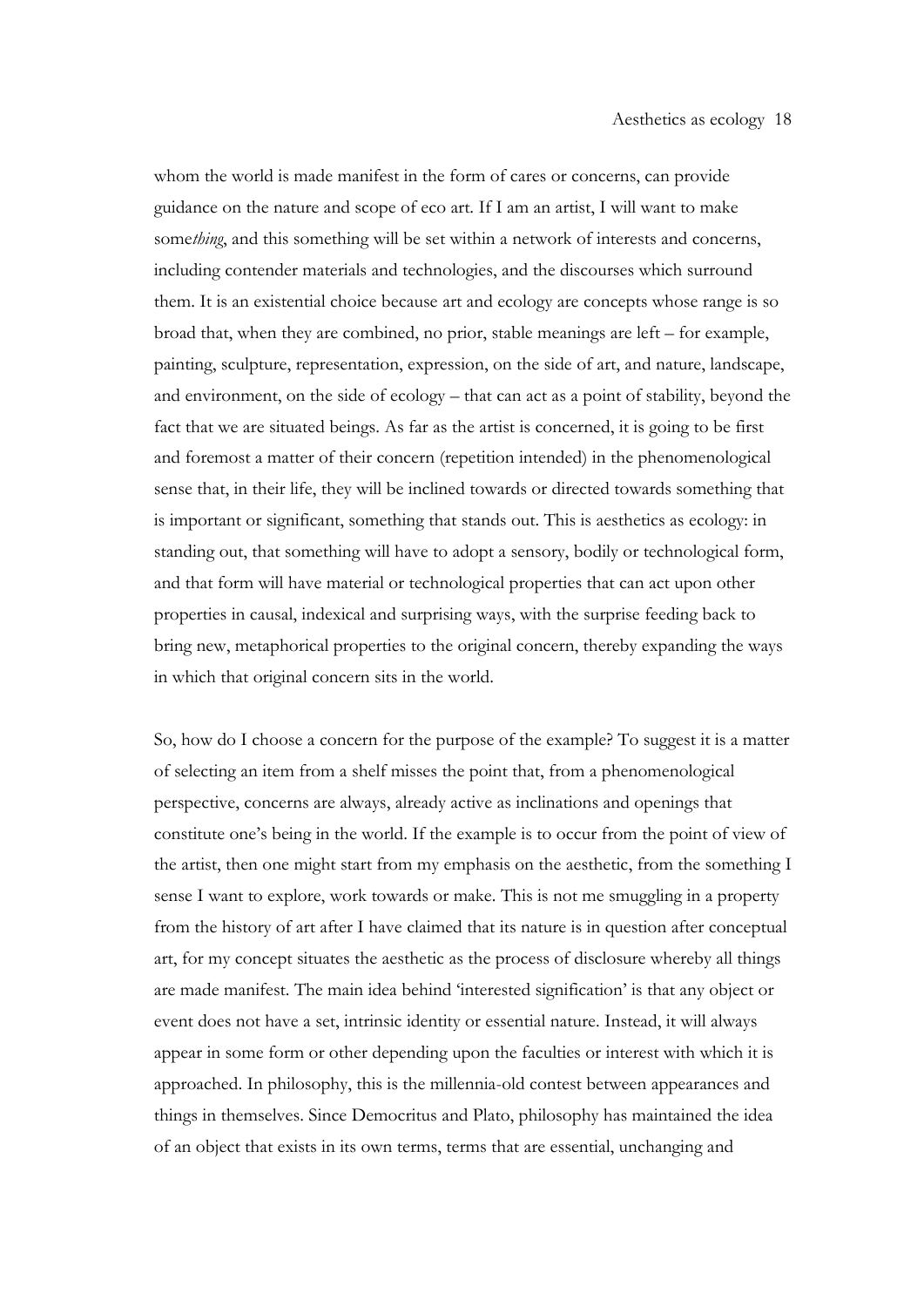whom the world is made manifest in the form of cares or concerns, can provide guidance on the nature and scope of eco art. If I am an artist, I will want to make some*thing*, and this something will be set within a network of interests and concerns, including contender materials and technologies, and the discourses which surround them. It is an existential choice because art and ecology are concepts whose range is so broad that, when they are combined, no prior, stable meanings are left – for example, painting, sculpture, representation, expression, on the side of art, and nature, landscape, and environment, on the side of ecology – that can act as a point of stability, beyond the fact that we are situated beings. As far as the artist is concerned, it is going to be first and foremost a matter of their concern (repetition intended) in the phenomenological sense that, in their life, they will be inclined towards or directed towards something that is important or significant, something that stands out. This is aesthetics as ecology: in standing out, that something will have to adopt a sensory, bodily or technological form, and that form will have material or technological properties that can act upon other properties in causal, indexical and surprising ways, with the surprise feeding back to bring new, metaphorical properties to the original concern, thereby expanding the ways in which that original concern sits in the world.

So, how do I choose a concern for the purpose of the example? To suggest it is a matter of selecting an item from a shelf misses the point that, from a phenomenological perspective, concerns are always, already active as inclinations and openings that constitute one's being in the world. If the example is to occur from the point of view of the artist, then one might start from my emphasis on the aesthetic, from the something I sense I want to explore, work towards or make. This is not me smuggling in a property from the history of art after I have claimed that its nature is in question after conceptual art, for my concept situates the aesthetic as the process of disclosure whereby all things are made manifest. The main idea behind 'interested signification' is that any object or event does not have a set, intrinsic identity or essential nature. Instead, it will always appear in some form or other depending upon the faculties or interest with which it is approached. In philosophy, this is the millennia-old contest between appearances and things in themselves. Since Democritus and Plato, philosophy has maintained the idea of an object that exists in its own terms, terms that are essential, unchanging and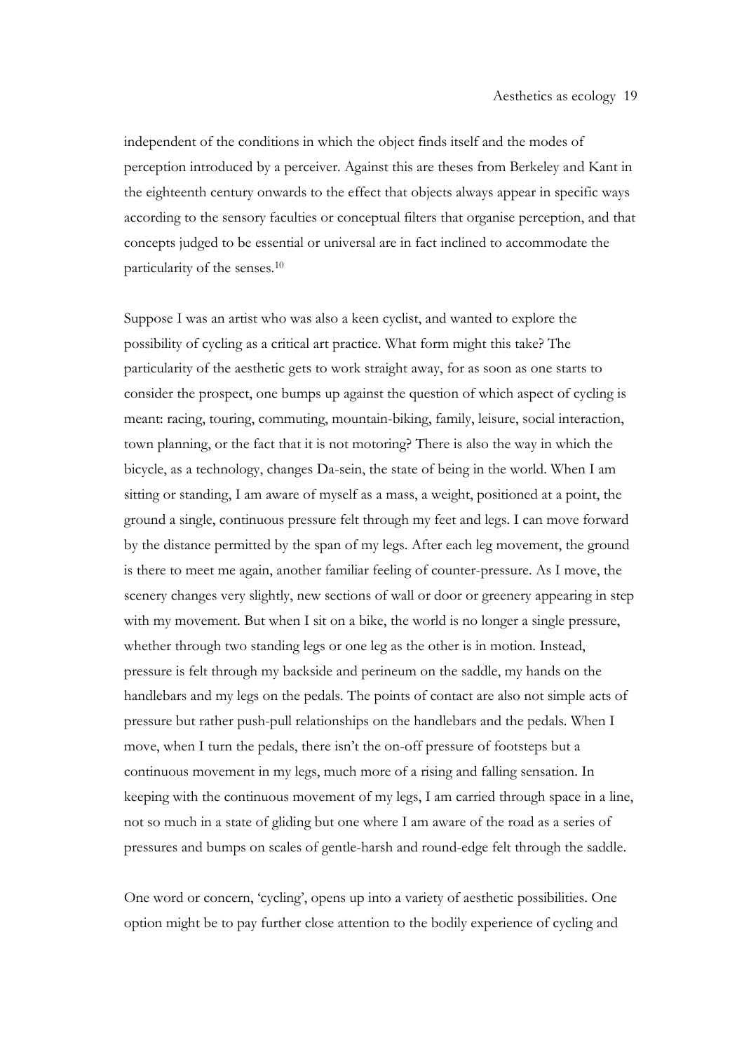independent of the conditions in which the object finds itself and the modes of perception introduced by a perceiver. Against this are theses from Berkeley and Kant in the eighteenth century onwards to the effect that objects always appear in specific ways according to the sensory faculties or conceptual filters that organise perception, and that concepts judged to be essential or universal are in fact inclined to accommodate the particularity of the senses.[10]

Suppose I was an artist who was also a keen cyclist, and wanted to explore the possibility of cycling as a critical art practice. What form might this take? The particularity of the aesthetic gets to work straight away, for as soon as one starts to consider the prospect, one bumps up against the question of which aspect of cycling is meant: racing, touring, commuting, mountain-biking, family, leisure, social interaction, town planning, or the fact that it is not motoring? There is also the way in which the bicycle, as a technology, changes Da-sein, the state of being in the world. When I am sitting or standing, I am aware of myself as a mass, a weight, positioned at a point, the ground a single, continuous pressure felt through my feet and legs. I can move forward by the distance permitted by the span of my legs. After each leg movement, the ground is there to meet me again, another familiar feeling of counter-pressure. As I move, the scenery changes very slightly, new sections of wall or door or greenery appearing in step with my movement. But when I sit on a bike, the world is no longer a single pressure, whether through two standing legs or one leg as the other is in motion. Instead, pressure is felt through my backside and perineum on the saddle, my hands on the handlebars and my legs on the pedals. The points of contact are also not simple acts of pressure but rather push-pull relationships on the handlebars and the pedals. When I move, when I turn the pedals, there isn't the on-off pressure of footsteps but a continuous movement in my legs, much more of a rising and falling sensation. In keeping with the continuous movement of my legs, I am carried through space in a line, not so much in a state of gliding but one where I am aware of the road as a series of pressures and bumps on scales of gentle-harsh and round-edge felt through the saddle.

One word or concern, 'cycling', opens up into a variety of aesthetic possibilities. One option might be to pay further close attention to the bodily experience of cycling and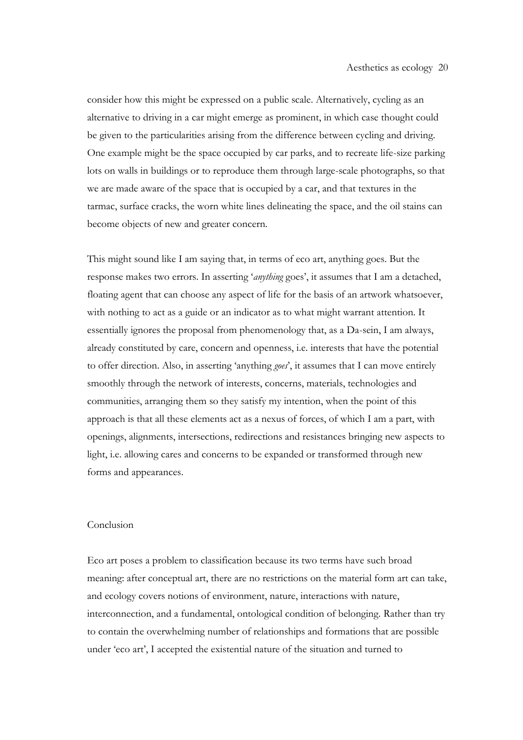consider how this might be expressed on a public scale. Alternatively, cycling as an alternative to driving in a car might emerge as prominent, in which case thought could be given to the particularities arising from the difference between cycling and driving. One example might be the space occupied by car parks, and to recreate life-size parking lots on walls in buildings or to reproduce them through large-scale photographs, so that we are made aware of the space that is occupied by a car, and that textures in the tarmac, surface cracks, the worn white lines delineating the space, and the oil stains can become objects of new and greater concern.

This might sound like I am saying that, in terms of eco art, anything goes. But the response makes two errors. In asserting '*anything* goes', it assumes that I am a detached, floating agent that can choose any aspect of life for the basis of an artwork whatsoever, with nothing to act as a guide or an indicator as to what might warrant attention. It essentially ignores the proposal from phenomenology that, as a Da-sein, I am always, already constituted by care, concern and openness, i.e. interests that have the potential to offer direction. Also, in asserting 'anything *goes*', it assumes that I can move entirely smoothly through the network of interests, concerns, materials, technologies and communities, arranging them so they satisfy my intention, when the point of this approach is that all these elements act as a nexus of forces, of which I am a part, with openings, alignments, intersections, redirections and resistances bringing new aspects to light, i.e. allowing cares and concerns to be expanded or transformed through new forms and appearances.

## Conclusion

Eco art poses a problem to classification because its two terms have such broad meaning: after conceptual art, there are no restrictions on the material form art can take, and ecology covers notions of environment, nature, interactions with nature, interconnection, and a fundamental, ontological condition of belonging. Rather than try to contain the overwhelming number of relationships and formations that are possible under 'eco art', I accepted the existential nature of the situation and turned to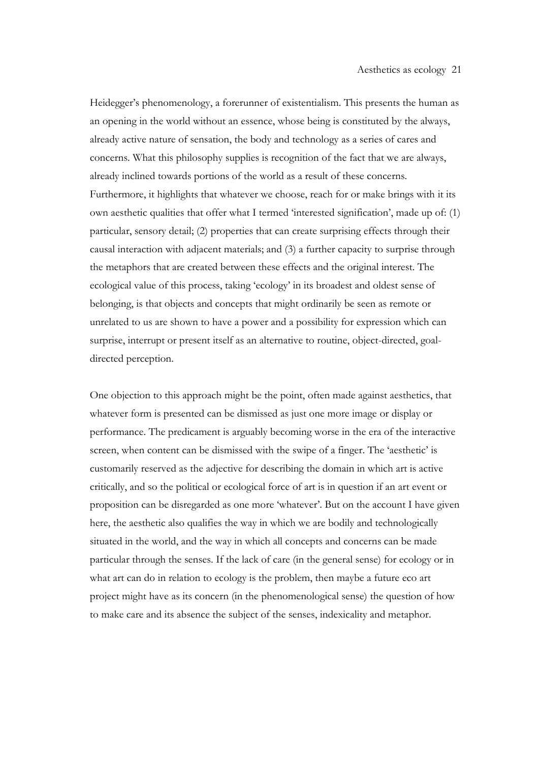Heidegger's phenomenology, a forerunner of existentialism. This presents the human as an opening in the world without an essence, whose being is constituted by the always, already active nature of sensation, the body and technology as a series of cares and concerns. What this philosophy supplies is recognition of the fact that we are always, already inclined towards portions of the world as a result of these concerns. Furthermore, it highlights that whatever we choose, reach for or make brings with it its own aesthetic qualities that offer what I termed 'interested signification', made up of: (1) particular, sensory detail; (2) properties that can create surprising effects through their causal interaction with adjacent materials; and (3) a further capacity to surprise through the metaphors that are created between these effects and the original interest. The ecological value of this process, taking 'ecology' in its broadest and oldest sense of belonging, is that objects and concepts that might ordinarily be seen as remote or unrelated to us are shown to have a power and a possibility for expression which can surprise, interrupt or present itself as an alternative to routine, object-directed, goal-directed perception.

One objection to this approach might be the point, often made against aesthetics, that whatever form is presented can be dismissed as just one more image or display or performance. The predicament is arguably becoming worse in the era of the interactive screen, when content can be dismissed with the swipe of a finger. The 'aesthetic' is customarily reserved as the adjective for describing the domain in which art is active critically, and so the political or ecological force of art is in question if an art event or proposition can be disregarded as one more 'whatever'. But on the account I have given here, the aesthetic also qualifies the way in which we are bodily and technologically situated in the world, and the way in which all concepts and concerns can be made particular through the senses. If the lack of care (in the general sense) for ecology or in what art can do in relation to ecology is the problem, then maybe a future eco art project might have as its concern (in the phenomenological sense) the question of how to make care and its absence the subject of the senses, indexicality and metaphor.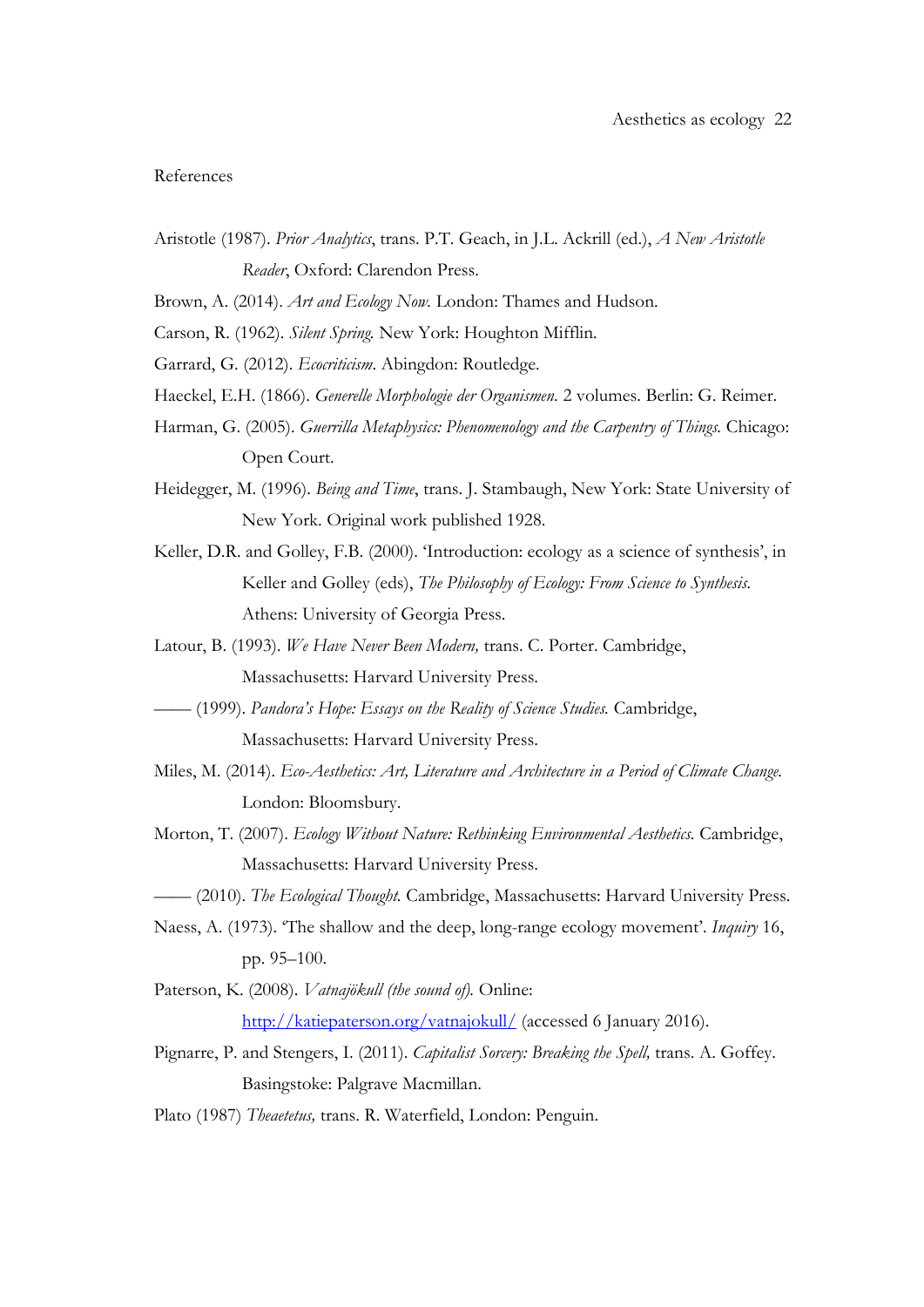References

Aristotle (1987). *Prior Analytics*, trans. P.T. Geach, in J.L. Ackrill (ed.), *A New Aristotle Reader*, Oxford: Clarendon Press.

Brown, A. (2014). *Art and Ecology Now.* London: Thames and Hudson.

Carson, R. (1962). *Silent Spring.* New York: Houghton Mifflin.

Garrard, G. (2012). *Ecocriticism*. Abingdon: Routledge.

Haeckel, E.H. (1866). *Generelle Morphologie der Organismen.* 2 volumes. Berlin: G. Reimer.

Harman, G. (2005). *Guerrilla Metaphysics: Phenomenology and the Carpentry of Things.* Chicago: Open Court.

Heidegger, M. (1996). *Being and Time*, trans. J. Stambaugh, New York: State University of New York. Original work published 1928.

Keller, D.R. and Golley, F.B. (2000). 'Introduction: ecology as a science of synthesis', in Keller and Golley (eds), *The Philosophy of Ecology: From Science to Synthesis.* Athens: University of Georgia Press.

Latour, B. (1993). *We Have Never Been Modern,* trans. C. Porter. Cambridge, Massachusetts: Harvard University Press.

—— (1999). *Pandora's Hope: Essays on the Reality of Science Studies.* Cambridge, Massachusetts: Harvard University Press.

Miles, M. (2014). *Eco-Aesthetics: Art, Literature and Architecture in a Period of Climate Change.* London: Bloomsbury.

Morton, T. (2007). *Ecology Without Nature: Rethinking Environmental Aesthetics.* Cambridge, Massachusetts: Harvard University Press.

—— (2010). *The Ecological Thought.* Cambridge, Massachusetts: Harvard University Press.

Naess, A. (1973). 'The shallow and the deep, long-range ecology movement'. *Inquiry* 16, pp. 95–100.

Paterson, K. (2008). *Vatnajökull (the sound of).* Online: http://katiepaterson.org/vatnajokull/ (accessed 6 January 2016).

Pignarre, P. and Stengers, I. (2011). *Capitalist Sorcery: Breaking the Spell,* trans. A. Goffey. Basingstoke: Palgrave Macmillan.

Plato (1987) *Theaetetus,* trans. R. Waterfield, London: Penguin.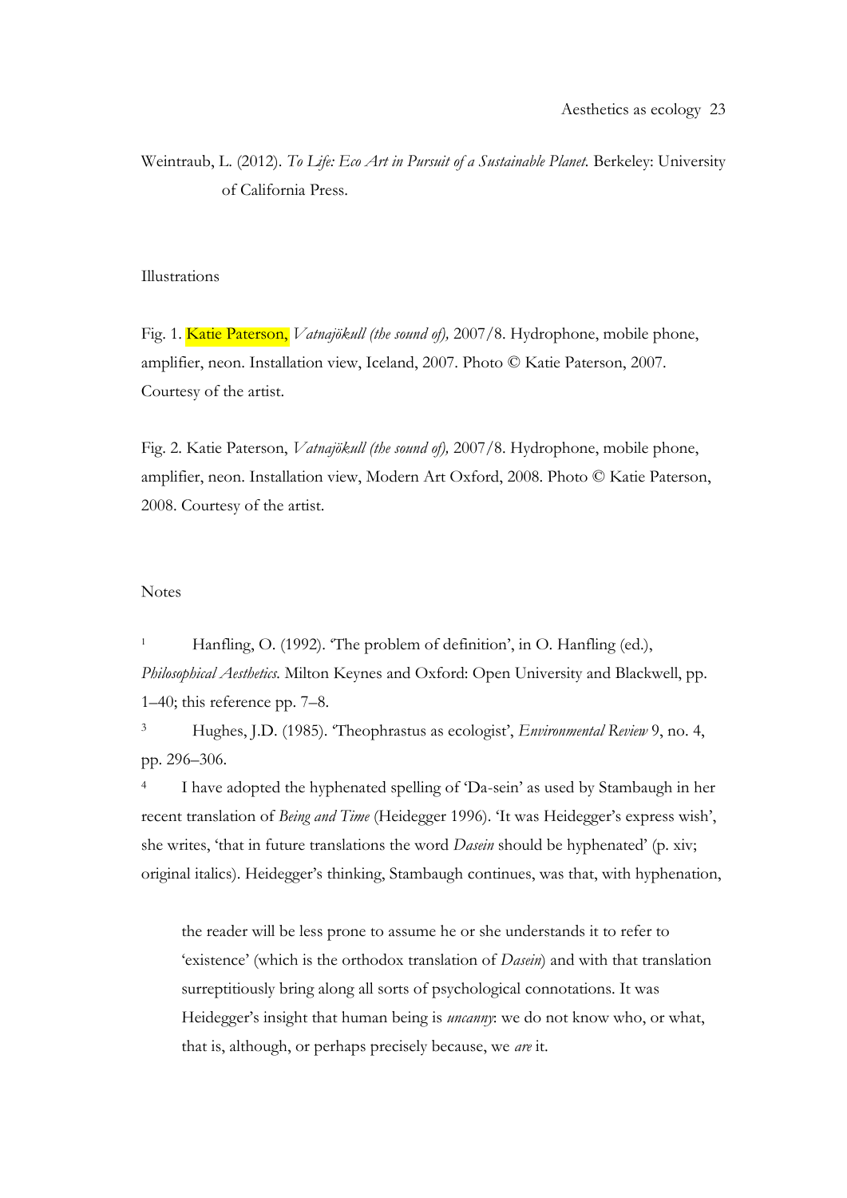Weintraub, L. (2012). *To Life: Eco Art in Pursuit of a Sustainable Planet.* Berkeley: University of California Press.

Illustrations

Fig. 1. Katie Paterson, *Vatnajökull (the sound of),* 2007/8. Hydrophone, mobile phone, amplifier, neon. Installation view, Iceland, 2007. Photo © Katie Paterson, 2007. Courtesy of the artist.

Fig. 2. Katie Paterson, *Vatnajökull (the sound of),* 2007/8. Hydrophone, mobile phone, amplifier, neon. Installation view, Modern Art Oxford, 2008. Photo © Katie Paterson, 2008. Courtesy of the artist.

Notes

[1] Hanfling, O. (1992). 'The problem of definition', in O. Hanfling (ed.), *Philosophical Aesthetics.* Milton Keynes and Oxford: Open University and Blackwell, pp. 1–40; this reference pp. 7–8.

[3] Hughes, J.D. (1985). 'Theophrastus as ecologist', *Environmental Review* 9, no. 4, pp. 296–306.

[4] I have adopted the hyphenated spelling of 'Da-sein' as used by Stambaugh in her recent translation of *Being and Time* (Heidegger 1996). 'It was Heidegger's express wish', she writes, 'that in future translations the word *Dasein* should be hyphenated' (p. xiv; original italics). Heidegger's thinking, Stambaugh continues, was that, with hyphenation,

> the reader will be less prone to assume he or she understands it to refer to 'existence' (which is the orthodox translation of *Dasein*) and with that translation surreptitiously bring along all sorts of psychological connotations. It was Heidegger's insight that human being is *uncanny*: we do not know who, or what, that is, although, or perhaps precisely because, we *are* it.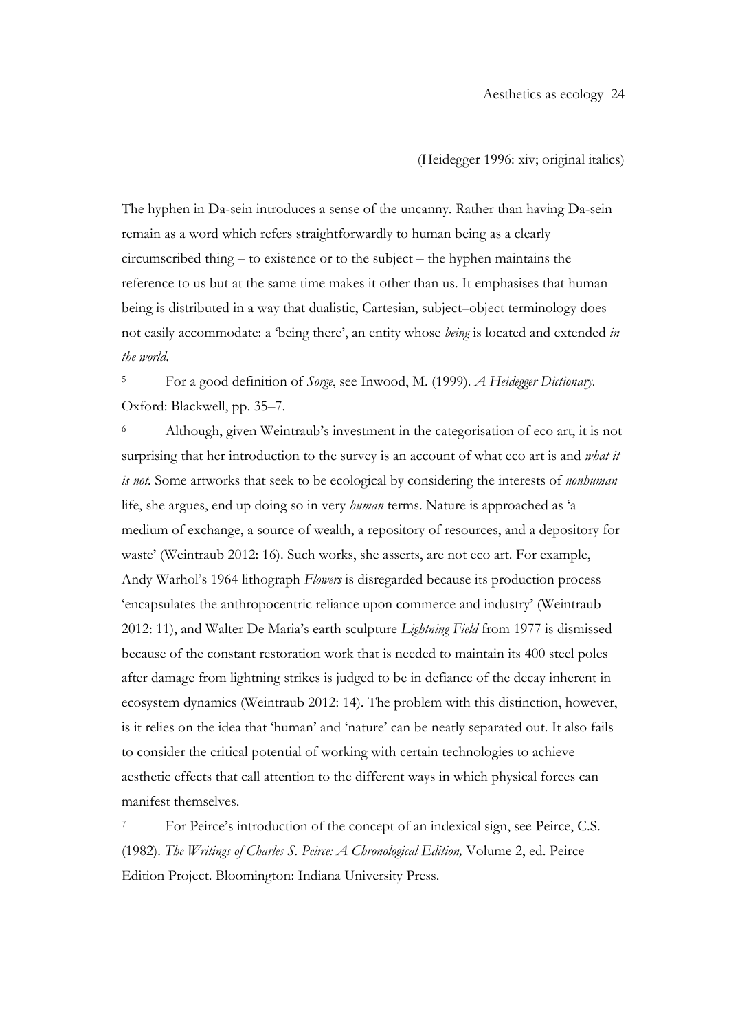(Heidegger 1996: xiv; original italics)

The hyphen in Da-sein introduces a sense of the uncanny. Rather than having Da-sein remain as a word which refers straightforwardly to human being as a clearly circumscribed thing – to existence or to the subject – the hyphen maintains the reference to us but at the same time makes it other than us. It emphasises that human being is distributed in a way that dualistic, Cartesian, subject–object terminology does not easily accommodate: a 'being there', an entity whose *being* is located and extended *in the world*.

[5] For a good definition of *Sorge*, see Inwood, M. (1999). *A Heidegger Dictionary*. Oxford: Blackwell, pp. 35–7.

[6] Although, given Weintraub's investment in the categorisation of eco art, it is not surprising that her introduction to the survey is an account of what eco art is and *what it is not*. Some artworks that seek to be ecological by considering the interests of *nonhuman* life, she argues, end up doing so in very *human* terms. Nature is approached as 'a medium of exchange, a source of wealth, a repository of resources, and a depository for waste' (Weintraub 2012: 16). Such works, she asserts, are not eco art. For example, Andy Warhol's 1964 lithograph *Flowers* is disregarded because its production process 'encapsulates the anthropocentric reliance upon commerce and industry' (Weintraub 2012: 11), and Walter De Maria's earth sculpture *Lightning Field* from 1977 is dismissed because of the constant restoration work that is needed to maintain its 400 steel poles after damage from lightning strikes is judged to be in defiance of the decay inherent in ecosystem dynamics (Weintraub 2012: 14). The problem with this distinction, however, is it relies on the idea that 'human' and 'nature' can be neatly separated out. It also fails to consider the critical potential of working with certain technologies to achieve aesthetic effects that call attention to the different ways in which physical forces can manifest themselves.

[7] For Peirce's introduction of the concept of an indexical sign, see Peirce, C.S. (1982). *The Writings of Charles S. Peirce: A Chronological Edition,* Volume 2, ed. Peirce Edition Project. Bloomington: Indiana University Press.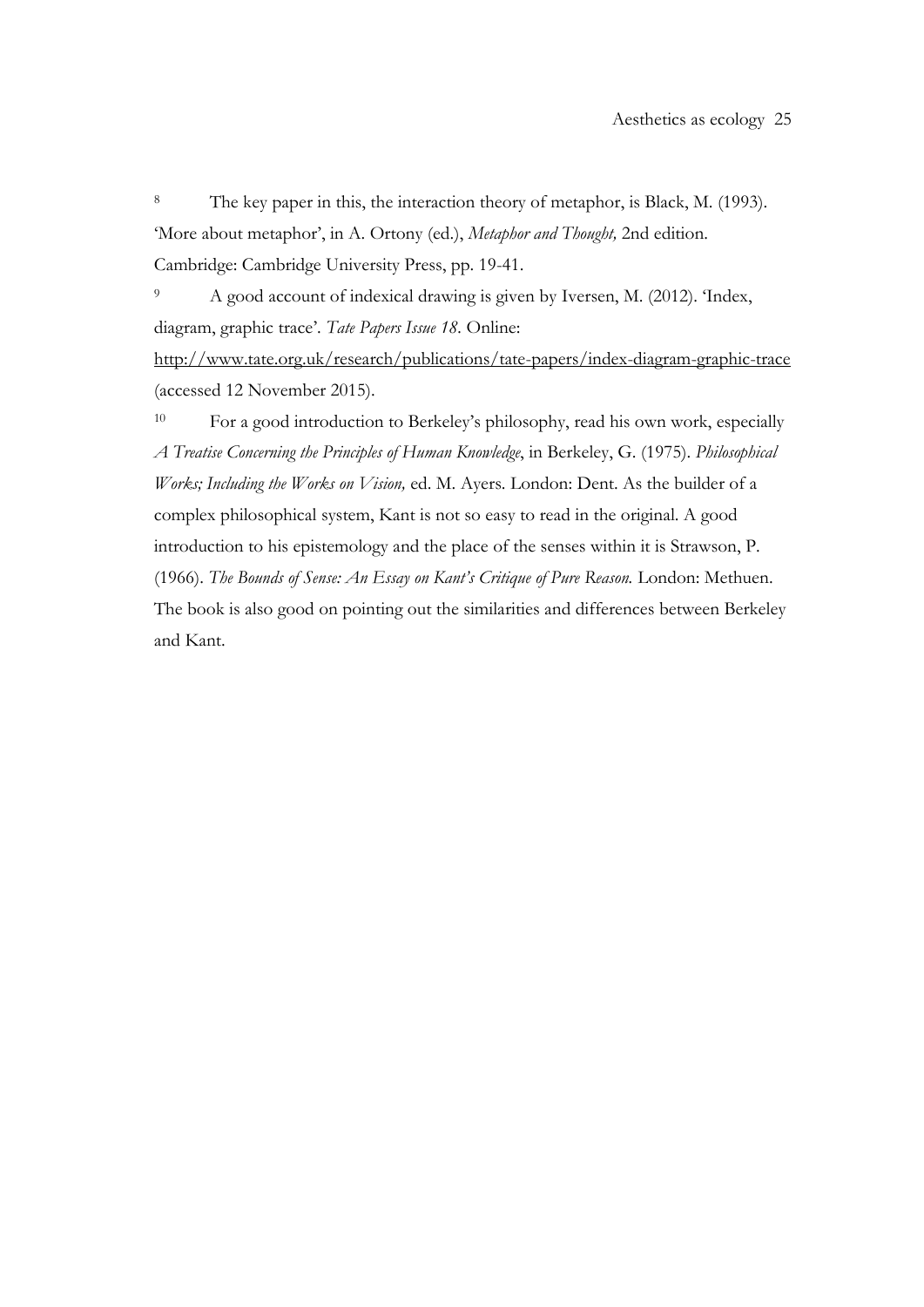[8] The key paper in this, the interaction theory of metaphor, is Black, M. (1993). 'More about metaphor', in A. Ortony (ed.), *Metaphor and Thought,* 2nd edition. Cambridge: Cambridge University Press, pp. 19-41.

[9] A good account of indexical drawing is given by Iversen, M. (2012). 'Index, diagram, graphic trace'. *Tate Papers Issue 18*. Online: http://www.tate.org.uk/research/publications/tate-papers/index-diagram-graphic-trace (accessed 12 November 2015).

[10] For a good introduction to Berkeley's philosophy, read his own work, especially *A Treatise Concerning the Principles of Human Knowledge*, in Berkeley, G. (1975). *Philosophical Works; Including the Works on Vision,* ed. M. Ayers. London: Dent. As the builder of a complex philosophical system, Kant is not so easy to read in the original. A good introduction to his epistemology and the place of the senses within it is Strawson, P. (1966). *The Bounds of Sense: An Essay on Kant's Critique of Pure Reason.* London: Methuen. The book is also good on pointing out the similarities and differences between Berkeley and Kant.